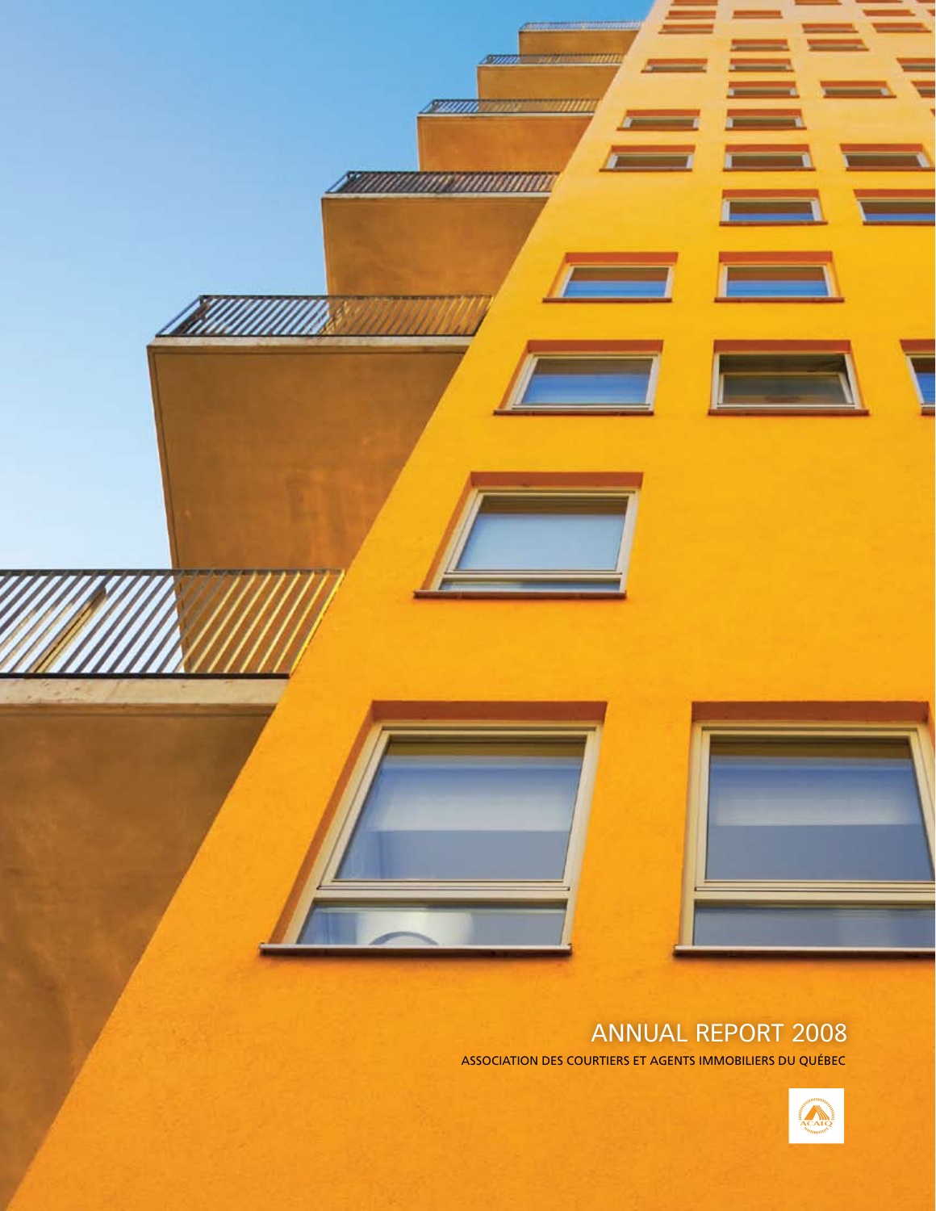# ANNUAL REPORT 2008

ASSOCIATION DES COURTIERS ET AGENTS IMMOBILIERS DU QUÉBEC

ACAIQ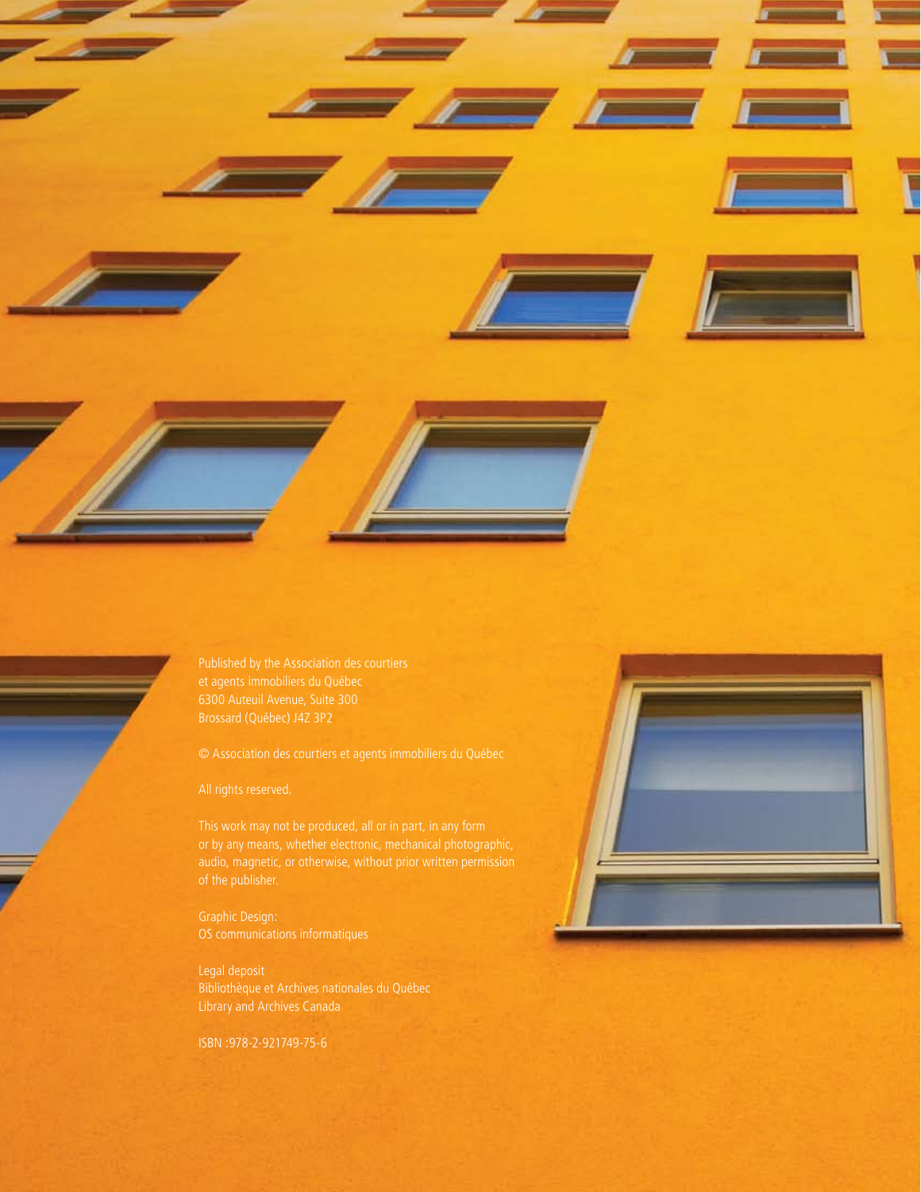Published by the Association des courtiers et agents immobiliers du Québec
6300 Auteuil Avenue, Suite 300
Brossard (Québec) J4Z 3P2

© Association des courtiers et agents immobiliers du Québec

All rights reserved.

This work may not be produced, all or in part, in any form or by any means, whether electronic, mechanical photographic, audio, magnetic, or otherwise, without prior written permission of the publisher.

Graphic Design:
OS communications informatiques

Legal deposit
Bibliothèque et Archives nationales du Québec
Library and Archives Canada

ISBN :978-2-921749-75-6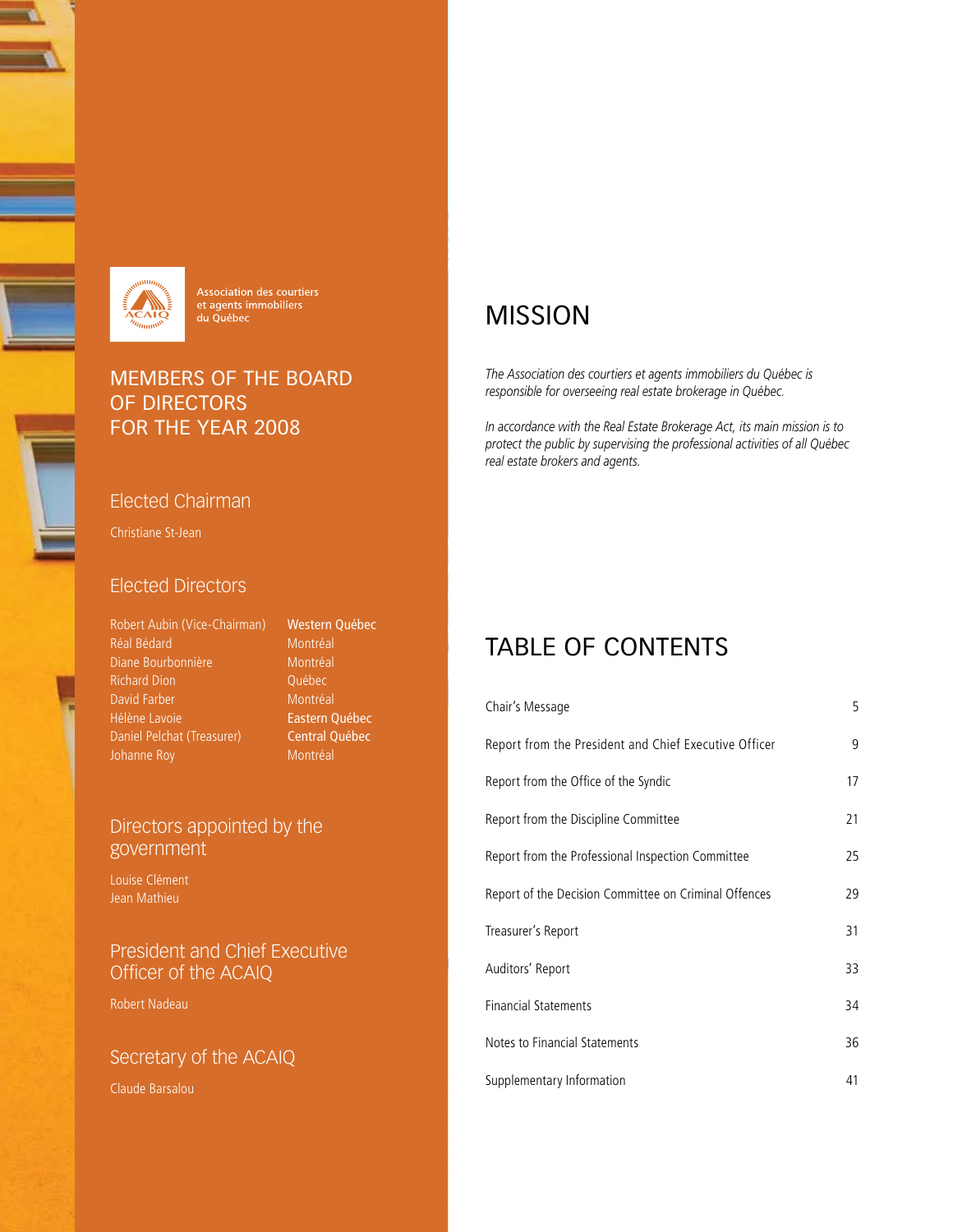Association des courtiers et agents immobiliers du Québec

## MEMBERS OF THE BOARD OF DIRECTORS FOR THE YEAR 2008

### Elected Chairman

Christiane St-Jean

### Elected Directors

| | |
|---|---|
| Robert Aubin (Vice-Chairman) | Western Québec |
| Réal Bédard | Montréal |
| Diane Bourbonnière | Montréal |
| Richard Dion | Québec |
| David Farber | Montréal |
| Hélène Lavoie | Eastern Québec |
| Daniel Pelchat (Treasurer) | Central Québec |
| Johanne Roy | Montréal |

### Directors appointed by the government

Louise Clément
Jean Mathieu

### President and Chief Executive Officer of the ACAIQ

Robert Nadeau

### Secretary of the ACAIQ

Claude Barsalou

## MISSION

*The Association des courtiers et agents immobiliers du Québec is responsible for overseeing real estate brokerage in Québec.*

*In accordance with the Real Estate Brokerage Act, its main mission is to protect the public by supervising the professional activities of all Québec real estate brokers and agents.*

## TABLE OF CONTENTS

| | |
|---|---|
| Chair's Message | 5 |
| Report from the President and Chief Executive Officer | 9 |
| Report from the Office of the Syndic | 17 |
| Report from the Discipline Committee | 21 |
| Report from the Professional Inspection Committee | 25 |
| Report of the Decision Committee on Criminal Offences | 29 |
| Treasurer's Report | 31 |
| Auditors' Report | 33 |
| Financial Statements | 34 |
| Notes to Financial Statements | 36 |
| Supplementary Information | 41 |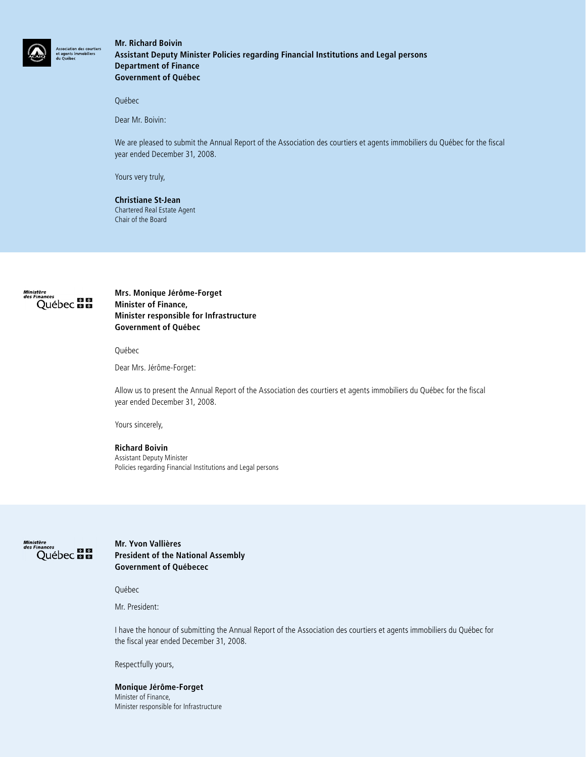Association des courtiers et agents immobiliers du Québec

**Mr. Richard Boivin**
**Assistant Deputy Minister Policies regarding Financial Institutions and Legal persons**
**Department of Finance**
**Government of Québec**

Québec

Dear Mr. Boivin:

We are pleased to submit the Annual Report of the Association des courtiers et agents immobiliers du Québec for the fiscal year ended December 31, 2008.

Yours very truly,

**Christiane St-Jean**
Chartered Real Estate Agent
Chair of the Board

---

Ministère des Finances Québec

**Mrs. Monique Jérôme-Forget**
**Minister of Finance,**
**Minister responsible for Infrastructure**
**Government of Québec**

Québec

Dear Mrs. Jérôme-Forget:

Allow us to present the Annual Report of the Association des courtiers et agents immobiliers du Québec for the fiscal year ended December 31, 2008.

Yours sincerely,

**Richard Boivin**
Assistant Deputy Minister
Policies regarding Financial Institutions and Legal persons

---

Ministère des Finances Québec

**Mr. Yvon Vallières**
**President of the National Assembly**
**Government of Québecec**

Québec

Mr. President:

I have the honour of submitting the Annual Report of the Association des courtiers et agents immobiliers du Québec for the fiscal year ended December 31, 2008.

Respectfully yours,

**Monique Jérôme-Forget**
Minister of Finance,
Minister responsible for Infrastructure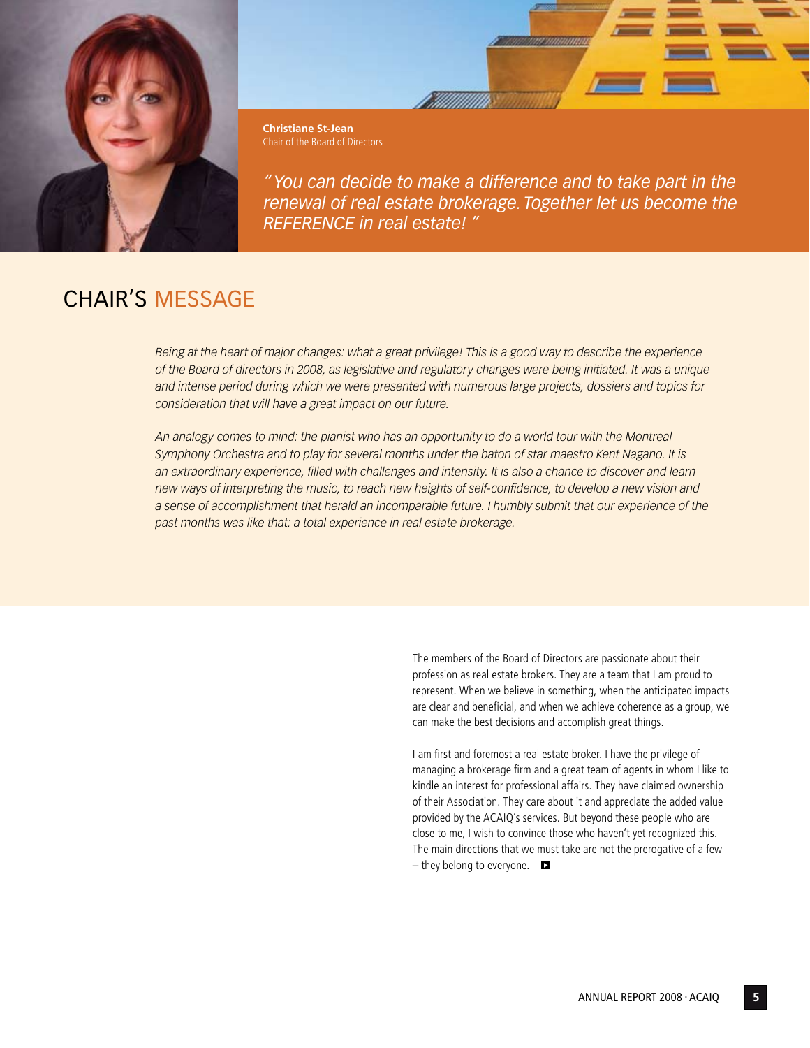**Christiane St-Jean**
Chair of the Board of Directors

*" You can decide to make a difference and to take part in the renewal of real estate brokerage. Together let us become the REFERENCE in real estate! "*

# CHAIR'S MESSAGE

*Being at the heart of major changes: what a great privilege! This is a good way to describe the experience of the Board of directors in 2008, as legislative and regulatory changes were being initiated. It was a unique and intense period during which we were presented with numerous large projects, dossiers and topics for consideration that will have a great impact on our future.*

*An analogy comes to mind: the pianist who has an opportunity to do a world tour with the Montreal Symphony Orchestra and to play for several months under the baton of star maestro Kent Nagano. It is an extraordinary experience, filled with challenges and intensity. It is also a chance to discover and learn new ways of interpreting the music, to reach new heights of self-confidence, to develop a new vision and a sense of accomplishment that herald an incomparable future. I humbly submit that our experience of the past months was like that: a total experience in real estate brokerage.*

The members of the Board of Directors are passionate about their profession as real estate brokers. They are a team that I am proud to represent. When we believe in something, when the anticipated impacts are clear and beneficial, and when we achieve coherence as a group, we can make the best decisions and accomplish great things.

I am first and foremost a real estate broker. I have the privilege of managing a brokerage firm and a great team of agents in whom I like to kindle an interest for professional affairs. They have claimed ownership of their Association. They care about it and appreciate the added value provided by the ACAIQ's services. But beyond these people who are close to me, I wish to convince those who haven't yet recognized this. The main directions that we must take are not the prerogative of a few – they belong to everyone.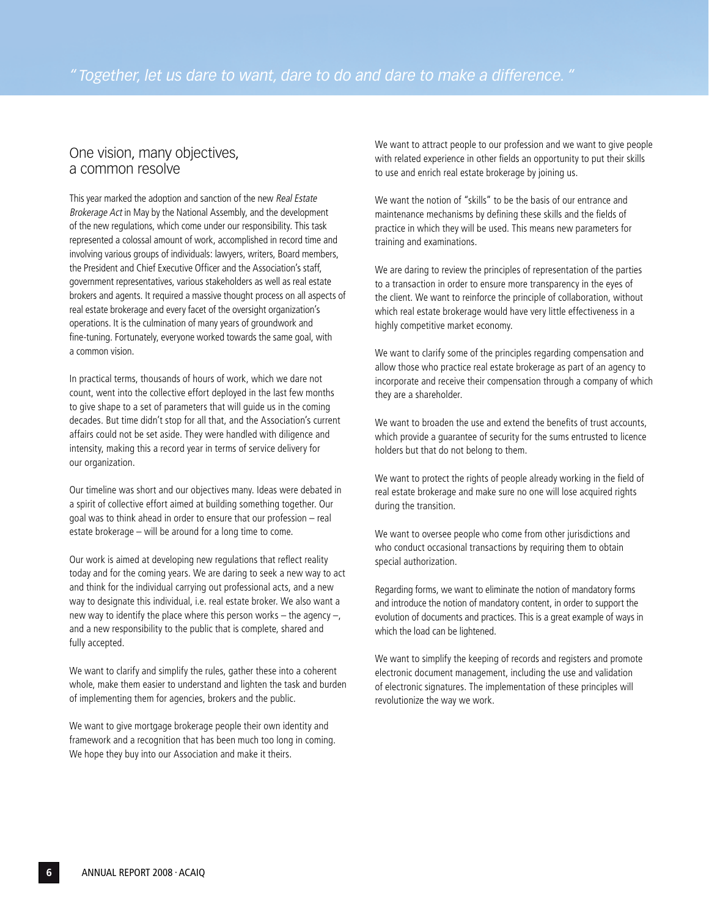*" Together, let us dare to want, dare to do and dare to make a difference. "*

## One vision, many objectives, a common resolve

This year marked the adoption and sanction of the new *Real Estate Brokerage Act* in May by the National Assembly, and the development of the new regulations, which come under our responsibility. This task represented a colossal amount of work, accomplished in record time and involving various groups of individuals: lawyers, writers, Board members, the President and Chief Executive Officer and the Association's staff, government representatives, various stakeholders as well as real estate brokers and agents. It required a massive thought process on all aspects of real estate brokerage and every facet of the oversight organization's operations. It is the culmination of many years of groundwork and fine-tuning. Fortunately, everyone worked towards the same goal, with a common vision.

In practical terms, thousands of hours of work, which we dare not count, went into the collective effort deployed in the last few months to give shape to a set of parameters that will guide us in the coming decades. But time didn't stop for all that, and the Association's current affairs could not be set aside. They were handled with diligence and intensity, making this a record year in terms of service delivery for our organization.

Our timeline was short and our objectives many. Ideas were debated in a spirit of collective effort aimed at building something together. Our goal was to think ahead in order to ensure that our profession – real estate brokerage – will be around for a long time to come.

Our work is aimed at developing new regulations that reflect reality today and for the coming years. We are daring to seek a new way to act and think for the individual carrying out professional acts, and a new way to designate this individual, i.e. real estate broker. We also want a new way to identify the place where this person works – the agency –, and a new responsibility to the public that is complete, shared and fully accepted.

We want to clarify and simplify the rules, gather these into a coherent whole, make them easier to understand and lighten the task and burden of implementing them for agencies, brokers and the public.

We want to give mortgage brokerage people their own identity and framework and a recognition that has been much too long in coming. We hope they buy into our Association and make it theirs.

We want to attract people to our profession and we want to give people with related experience in other fields an opportunity to put their skills to use and enrich real estate brokerage by joining us.

We want the notion of "skills" to be the basis of our entrance and maintenance mechanisms by defining these skills and the fields of practice in which they will be used. This means new parameters for training and examinations.

We are daring to review the principles of representation of the parties to a transaction in order to ensure more transparency in the eyes of the client. We want to reinforce the principle of collaboration, without which real estate brokerage would have very little effectiveness in a highly competitive market economy.

We want to clarify some of the principles regarding compensation and allow those who practice real estate brokerage as part of an agency to incorporate and receive their compensation through a company of which they are a shareholder.

We want to broaden the use and extend the benefits of trust accounts, which provide a guarantee of security for the sums entrusted to licence holders but that do not belong to them.

We want to protect the rights of people already working in the field of real estate brokerage and make sure no one will lose acquired rights during the transition.

We want to oversee people who come from other jurisdictions and who conduct occasional transactions by requiring them to obtain special authorization.

Regarding forms, we want to eliminate the notion of mandatory forms and introduce the notion of mandatory content, in order to support the evolution of documents and practices. This is a great example of ways in which the load can be lightened.

We want to simplify the keeping of records and registers and promote electronic document management, including the use and validation of electronic signatures. The implementation of these principles will revolutionize the way we work.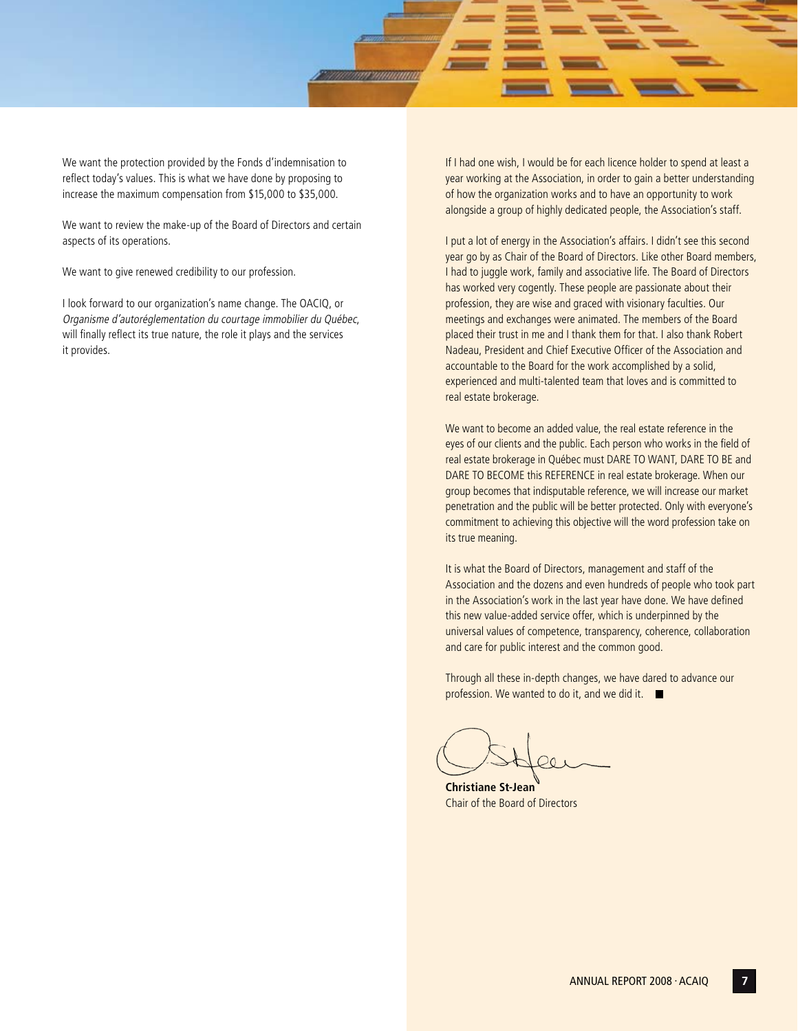We want the protection provided by the Fonds d'indemnisation to reflect today's values. This is what we have done by proposing to increase the maximum compensation from $15,000 to $35,000.

We want to review the make-up of the Board of Directors and certain aspects of its operations.

We want to give renewed credibility to our profession.

I look forward to our organization's name change. The OACIQ, or *Organisme d'autoréglementation du courtage immobilier du Québec*, will finally reflect its true nature, the role it plays and the services it provides.

If I had one wish, I would be for each licence holder to spend at least a year working at the Association, in order to gain a better understanding of how the organization works and to have an opportunity to work alongside a group of highly dedicated people, the Association's staff.

I put a lot of energy in the Association's affairs. I didn't see this second year go by as Chair of the Board of Directors. Like other Board members, I had to juggle work, family and associative life. The Board of Directors has worked very cogently. These people are passionate about their profession, they are wise and graced with visionary faculties. Our meetings and exchanges were animated. The members of the Board placed their trust in me and I thank them for that. I also thank Robert Nadeau, President and Chief Executive Officer of the Association and accountable to the Board for the work accomplished by a solid, experienced and multi-talented team that loves and is committed to real estate brokerage.

We want to become an added value, the real estate reference in the eyes of our clients and the public. Each person who works in the field of real estate brokerage in Québec must DARE TO WANT, DARE TO BE and DARE TO BECOME this REFERENCE in real estate brokerage. When our group becomes that indisputable reference, we will increase our market penetration and the public will be better protected. Only with everyone's commitment to achieving this objective will the word profession take on its true meaning.

It is what the Board of Directors, management and staff of the Association and the dozens and even hundreds of people who took part in the Association's work in the last year have done. We have defined this new value-added service offer, which is underpinned by the universal values of competence, transparency, coherence, collaboration and care for public interest and the common good.

Through all these in-depth changes, we have dared to advance our profession. We wanted to do it, and we did it. ■

**Christiane St-Jean**
Chair of the Board of Directors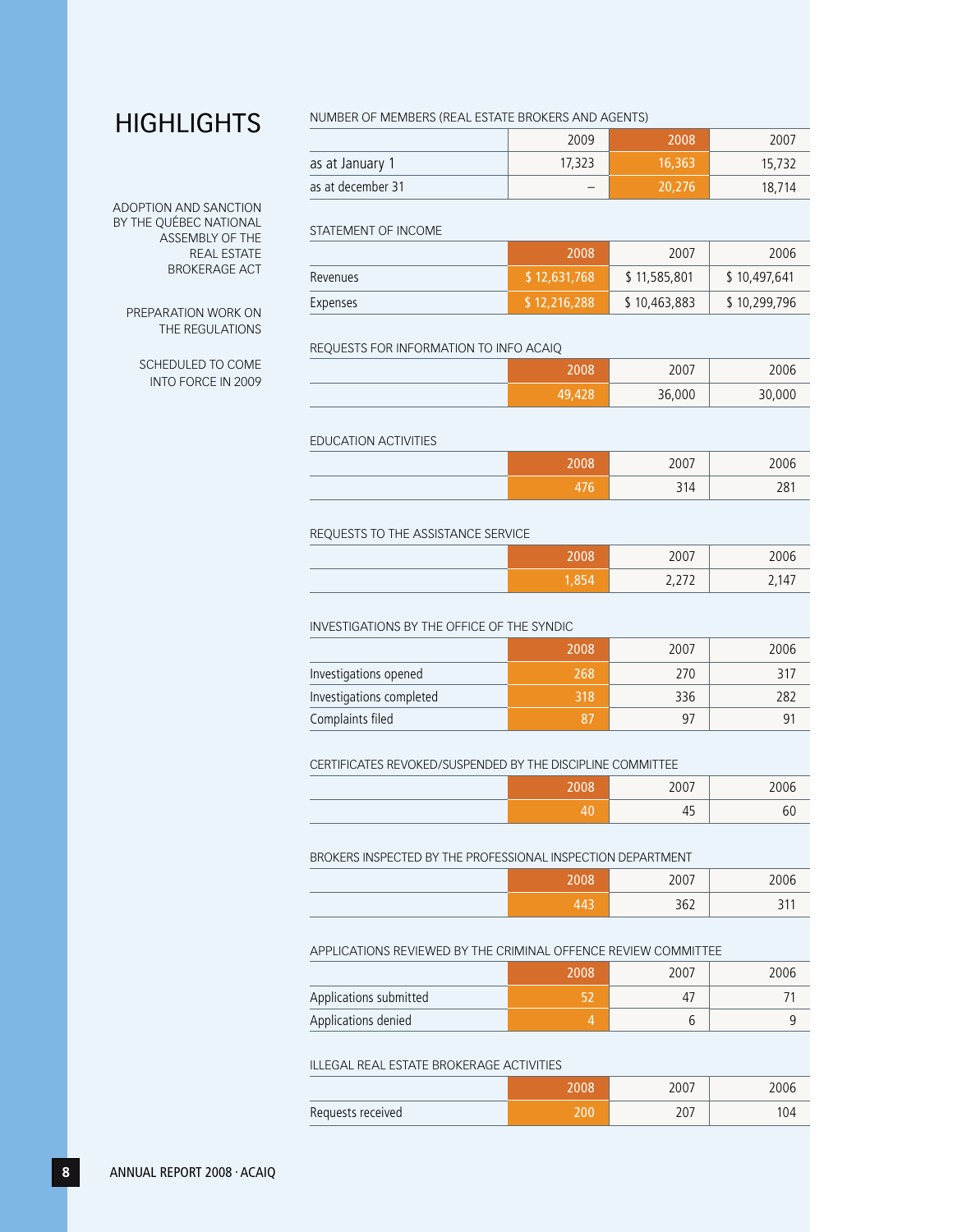# HIGHLIGHTS

ADOPTION AND SANCTION BY THE QUÉBEC NATIONAL ASSEMBLY OF THE REAL ESTATE BROKERAGE ACT

PREPARATION WORK ON THE REGULATIONS

SCHEDULED TO COME INTO FORCE IN 2009

NUMBER OF MEMBERS (REAL ESTATE BROKERS AND AGENTS)

| | 2009 | 2008 | 2007 |
|---|---|---|---|
| as at January 1 | 17,323 | 16,363 | 15,732 |
| as at december 31 | – | 20,276 | 18,714 |

STATEMENT OF INCOME

| | 2008 | 2007 | 2006 |
|---|---|---|---|
| Revenues | $ 12,631,768 | $ 11,585,801 | $ 10,497,641 |
| Expenses | $ 12,216,288 | $ 10,463,883 | $ 10,299,796 |

REQUESTS FOR INFORMATION TO INFO ACAIQ

| | 2008 | 2007 | 2006 |
|---|---|---|---|
| | 49,428 | 36,000 | 30,000 |

EDUCATION ACTIVITIES

| | 2008 | 2007 | 2006 |
|---|---|---|---|
| | 476 | 314 | 281 |

REQUESTS TO THE ASSISTANCE SERVICE

| | 2008 | 2007 | 2006 |
|---|---|---|---|
| | 1,854 | 2,272 | 2,147 |

INVESTIGATIONS BY THE OFFICE OF THE SYNDIC

| | 2008 | 2007 | 2006 |
|---|---|---|---|
| Investigations opened | 268 | 270 | 317 |
| Investigations completed | 318 | 336 | 282 |
| Complaints filed | 87 | 97 | 91 |

CERTIFICATES REVOKED/SUSPENDED BY THE DISCIPLINE COMMITTEE

| | 2008 | 2007 | 2006 |
|---|---|---|---|
| | 40 | 45 | 60 |

BROKERS INSPECTED BY THE PROFESSIONAL INSPECTION DEPARTMENT

| | 2008 | 2007 | 2006 |
|---|---|---|---|
| | 443 | 362 | 311 |

APPLICATIONS REVIEWED BY THE CRIMINAL OFFENCE REVIEW COMMITTEE

| | 2008 | 2007 | 2006 |
|---|---|---|---|
| Applications submitted | 52 | 47 | 71 |
| Applications denied | 4 | 6 | 9 |

ILLEGAL REAL ESTATE BROKERAGE ACTIVITIES

| | 2008 | 2007 | 2006 |
|---|---|---|---|
| Requests received | 200 | 207 | 104 |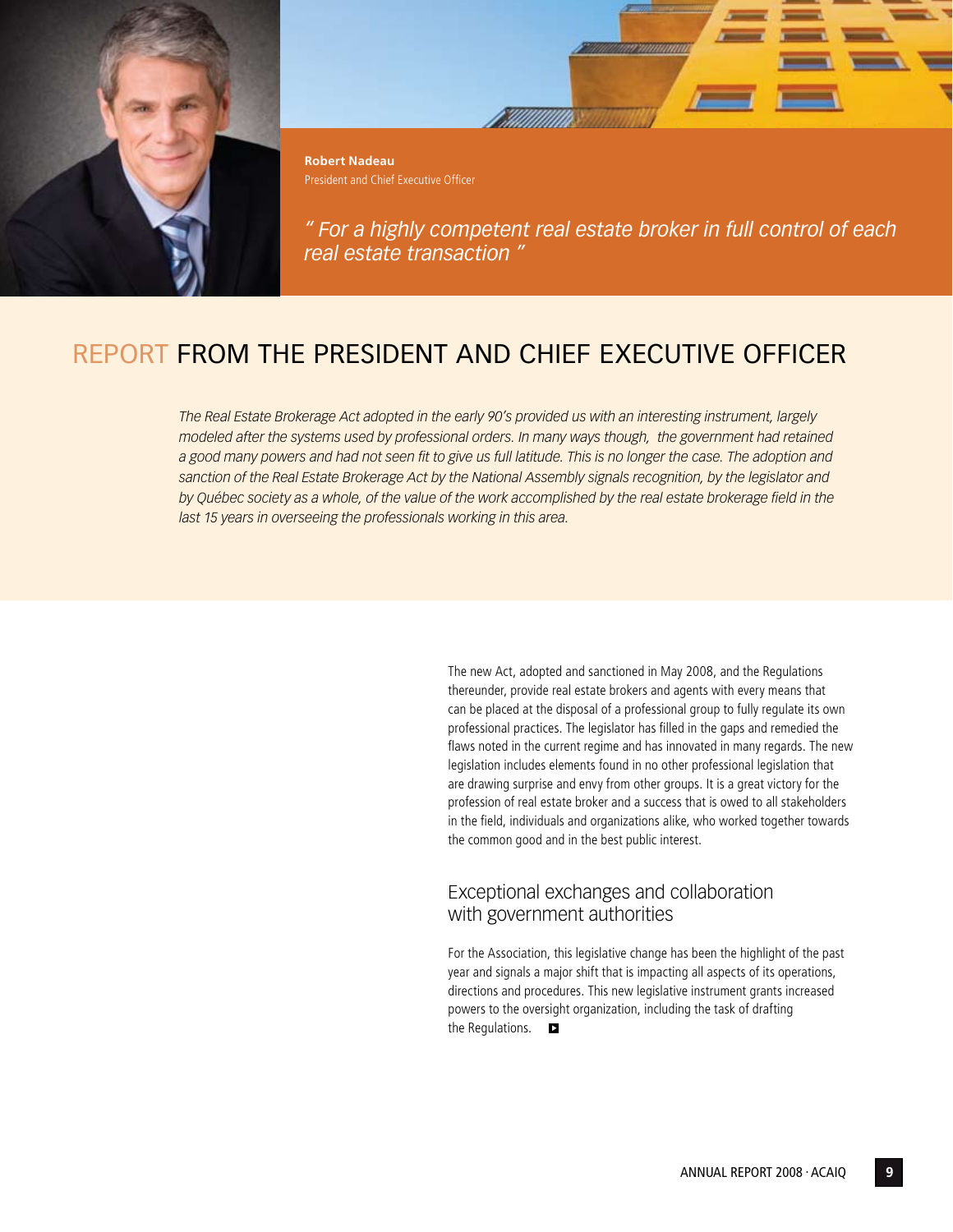**Robert Nadeau**
President and Chief Executive Officer

*" For a highly competent real estate broker in full control of each real estate transaction "*

# REPORT FROM THE PRESIDENT AND CHIEF EXECUTIVE OFFICER

*The Real Estate Brokerage Act adopted in the early 90's provided us with an interesting instrument, largely modeled after the systems used by professional orders. In many ways though, the government had retained a good many powers and had not seen fit to give us full latitude. This is no longer the case. The adoption and sanction of the Real Estate Brokerage Act by the National Assembly signals recognition, by the legislator and by Québec society as a whole, of the value of the work accomplished by the real estate brokerage field in the last 15 years in overseeing the professionals working in this area.*

The new Act, adopted and sanctioned in May 2008, and the Regulations thereunder, provide real estate brokers and agents with every means that can be placed at the disposal of a professional group to fully regulate its own professional practices. The legislator has filled in the gaps and remedied the flaws noted in the current regime and has innovated in many regards. The new legislation includes elements found in no other professional legislation that are drawing surprise and envy from other groups. It is a great victory for the profession of real estate broker and a success that is owed to all stakeholders in the field, individuals and organizations alike, who worked together towards the common good and in the best public interest.

## Exceptional exchanges and collaboration with government authorities

For the Association, this legislative change has been the highlight of the past year and signals a major shift that is impacting all aspects of its operations, directions and procedures. This new legislative instrument grants increased powers to the oversight organization, including the task of drafting the Regulations.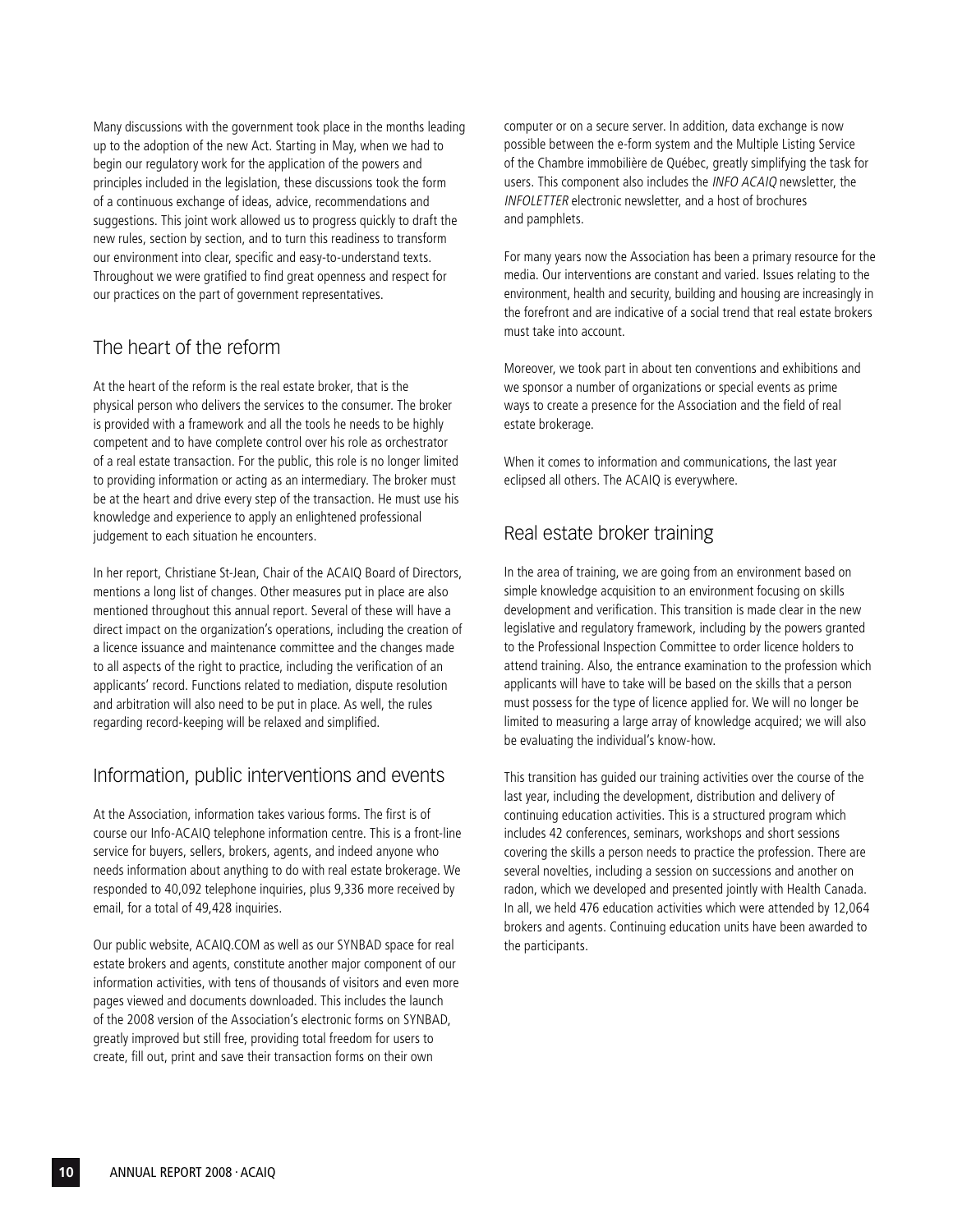Many discussions with the government took place in the months leading up to the adoption of the new Act. Starting in May, when we had to begin our regulatory work for the application of the powers and principles included in the legislation, these discussions took the form of a continuous exchange of ideas, advice, recommendations and suggestions. This joint work allowed us to progress quickly to draft the new rules, section by section, and to turn this readiness to transform our environment into clear, specific and easy-to-understand texts. Throughout we were gratified to find great openness and respect for our practices on the part of government representatives.

## The heart of the reform

At the heart of the reform is the real estate broker, that is the physical person who delivers the services to the consumer. The broker is provided with a framework and all the tools he needs to be highly competent and to have complete control over his role as orchestrator of a real estate transaction. For the public, this role is no longer limited to providing information or acting as an intermediary. The broker must be at the heart and drive every step of the transaction. He must use his knowledge and experience to apply an enlightened professional judgement to each situation he encounters.

In her report, Christiane St-Jean, Chair of the ACAIQ Board of Directors, mentions a long list of changes. Other measures put in place are also mentioned throughout this annual report. Several of these will have a direct impact on the organization's operations, including the creation of a licence issuance and maintenance committee and the changes made to all aspects of the right to practice, including the verification of an applicants' record. Functions related to mediation, dispute resolution and arbitration will also need to be put in place. As well, the rules regarding record-keeping will be relaxed and simplified.

## Information, public interventions and events

At the Association, information takes various forms. The first is of course our Info-ACAIQ telephone information centre. This is a front-line service for buyers, sellers, brokers, agents, and indeed anyone who needs information about anything to do with real estate brokerage. We responded to 40,092 telephone inquiries, plus 9,336 more received by email, for a total of 49,428 inquiries.

Our public website, ACAIQ.COM as well as our SYNBAD space for real estate brokers and agents, constitute another major component of our information activities, with tens of thousands of visitors and even more pages viewed and documents downloaded. This includes the launch of the 2008 version of the Association's electronic forms on SYNBAD, greatly improved but still free, providing total freedom for users to create, fill out, print and save their transaction forms on their own computer or on a secure server. In addition, data exchange is now possible between the e-form system and the Multiple Listing Service of the Chambre immobilière de Québec, greatly simplifying the task for users. This component also includes the *INFO ACAIQ* newsletter, the *INFOLETTER* electronic newsletter, and a host of brochures and pamphlets.

For many years now the Association has been a primary resource for the media. Our interventions are constant and varied. Issues relating to the environment, health and security, building and housing are increasingly in the forefront and are indicative of a social trend that real estate brokers must take into account.

Moreover, we took part in about ten conventions and exhibitions and we sponsor a number of organizations or special events as prime ways to create a presence for the Association and the field of real estate brokerage.

When it comes to information and communications, the last year eclipsed all others. The ACAIQ is everywhere.

## Real estate broker training

In the area of training, we are going from an environment based on simple knowledge acquisition to an environment focusing on skills development and verification. This transition is made clear in the new legislative and regulatory framework, including by the powers granted to the Professional Inspection Committee to order licence holders to attend training. Also, the entrance examination to the profession which applicants will have to take will be based on the skills that a person must possess for the type of licence applied for. We will no longer be limited to measuring a large array of knowledge acquired; we will also be evaluating the individual's know-how.

This transition has guided our training activities over the course of the last year, including the development, distribution and delivery of continuing education activities. This is a structured program which includes 42 conferences, seminars, workshops and short sessions covering the skills a person needs to practice the profession. There are several novelties, including a session on successions and another on radon, which we developed and presented jointly with Health Canada. In all, we held 476 education activities which were attended by 12,064 brokers and agents. Continuing education units have been awarded to the participants.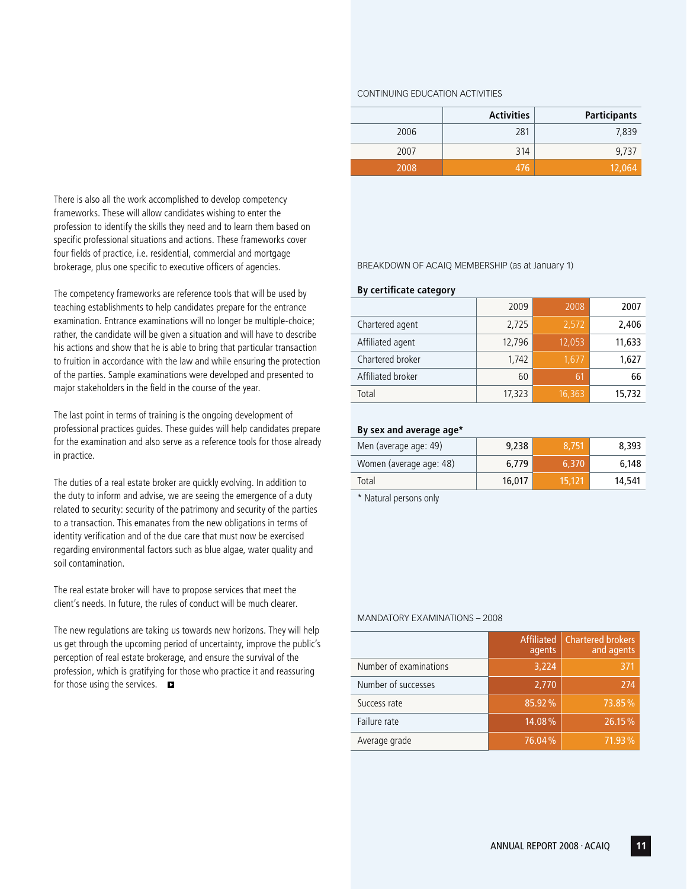There is also all the work accomplished to develop competency frameworks. These will allow candidates wishing to enter the profession to identify the skills they need and to learn them based on specific professional situations and actions. These frameworks cover four fields of practice, i.e. residential, commercial and mortgage brokerage, plus one specific to executive officers of agencies.

The competency frameworks are reference tools that will be used by teaching establishments to help candidates prepare for the entrance examination. Entrance examinations will no longer be multiple-choice; rather, the candidate will be given a situation and will have to describe his actions and show that he is able to bring that particular transaction to fruition in accordance with the law and while ensuring the protection of the parties. Sample examinations were developed and presented to major stakeholders in the field in the course of the year.

The last point in terms of training is the ongoing development of professional practices guides. These guides will help candidates prepare for the examination and also serve as a reference tools for those already in practice.

The duties of a real estate broker are quickly evolving. In addition to the duty to inform and advise, we are seeing the emergence of a duty related to security: security of the patrimony and security of the parties to a transaction. This emanates from the new obligations in terms of identity verification and of the due care that must now be exercised regarding environmental factors such as blue algae, water quality and soil contamination.

The real estate broker will have to propose services that meet the client's needs. In future, the rules of conduct will be much clearer.

The new regulations are taking us towards new horizons. They will help us get through the upcoming period of uncertainty, improve the public's perception of real estate brokerage, and ensure the survival of the profession, which is gratifying for those who practice it and reassuring for those using the services.

CONTINUING EDUCATION ACTIVITIES

| | Activities | Participants |
|---|---|---|
| 2006 | 281 | 7,839 |
| 2007 | 314 | 9,737 |
| 2008 | 476 | 12,064 |

BREAKDOWN OF ACAIQ MEMBERSHIP (as at January 1)

**By certificate category**

| | 2009 | 2008 | 2007 |
|---|---|---|---|
| Chartered agent | 2,725 | 2,572 | 2,406 |
| Affiliated agent | 12,796 | 12,053 | 11,633 |
| Chartered broker | 1,742 | 1,677 | 1,627 |
| Affiliated broker | 60 | 61 | 66 |
| Total | 17,323 | 16,363 | 15,732 |

**By sex and average age***

| | 2009 | 2008 | 2007 |
|---|---|---|---|
| Men (average age: 49) | 9,238 | 8,751 | 8,393 |
| Women (average age: 48) | 6,779 | 6,370 | 6,148 |
| Total | 16,017 | 15,121 | 14,541 |

* Natural persons only

MANDATORY EXAMINATIONS – 2008

| | Affiliated agents | Chartered brokers and agents |
|---|---|---|
| Number of examinations | 3,224 | 371 |
| Number of successes | 2,770 | 274 |
| Success rate | 85.92 % | 73.85 % |
| Failure rate | 14.08 % | 26.15 % |
| Average grade | 76.04 % | 71.93 % |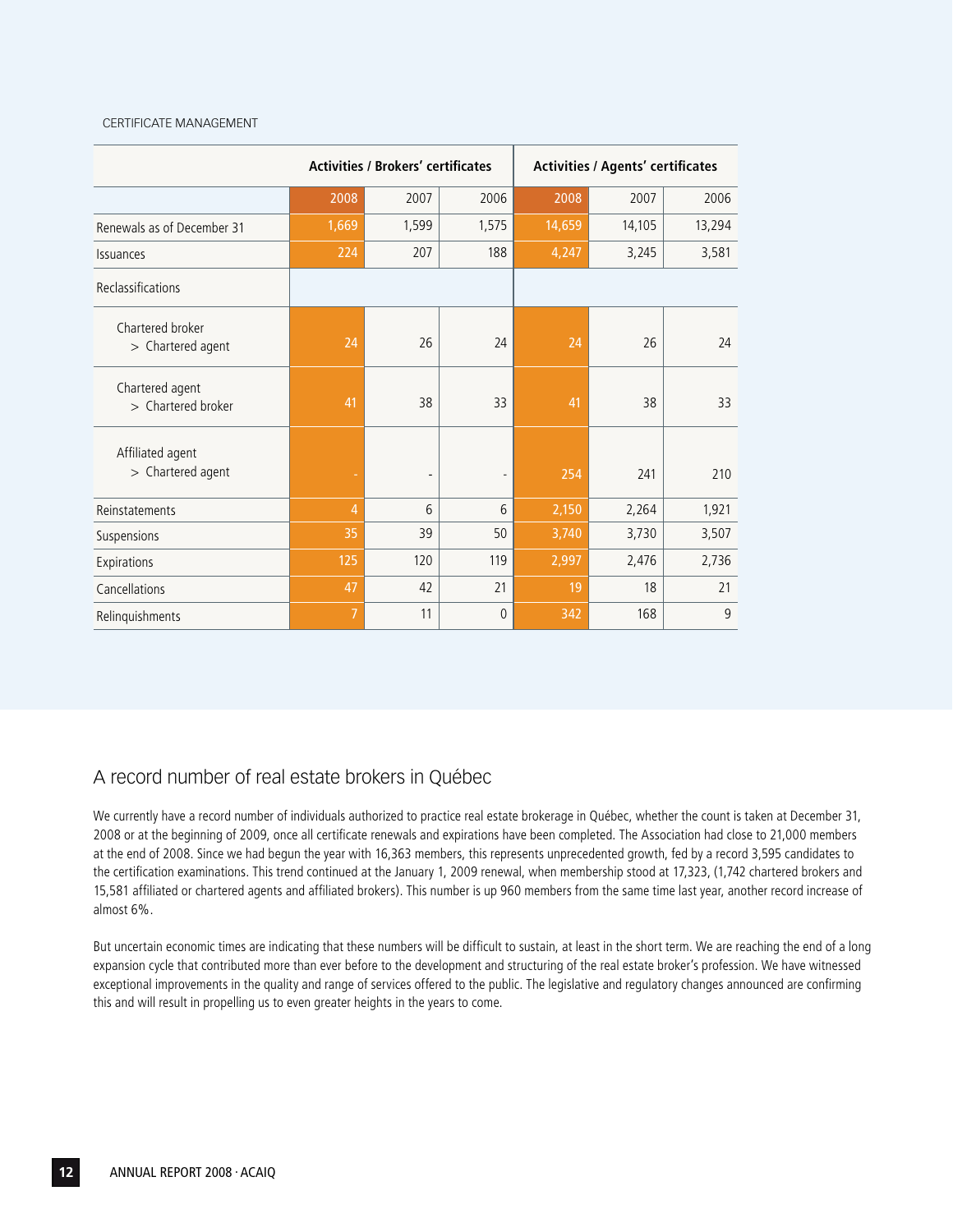CERTIFICATE MANAGEMENT

| | Activities / Brokers' certificates | | | Activities / Agents' certificates | | |
|---|---|---|---|---|---|---|
| | 2008 | 2007 | 2006 | 2008 | 2007 | 2006 |
| Renewals as of December 31 | 1,669 | 1,599 | 1,575 | 14,659 | 14,105 | 13,294 |
| Issuances | 224 | 207 | 188 | 4,247 | 3,245 | 3,581 |
| Reclassifications | | | | | | |
| Chartered broker > Chartered agent | 24 | 26 | 24 | 24 | 26 | 24 |
| Chartered agent > Chartered broker | 41 | 38 | 33 | 41 | 38 | 33 |
| Affiliated agent > Chartered agent | - | - | - | 254 | 241 | 210 |
| Reinstatements | 4 | 6 | 6 | 2,150 | 2,264 | 1,921 |
| Suspensions | 35 | 39 | 50 | 3,740 | 3,730 | 3,507 |
| Expirations | 125 | 120 | 119 | 2,997 | 2,476 | 2,736 |
| Cancellations | 47 | 42 | 21 | 19 | 18 | 21 |
| Relinquishments | 7 | 11 | 0 | 342 | 168 | 9 |

## A record number of real estate brokers in Québec

We currently have a record number of individuals authorized to practice real estate brokerage in Québec, whether the count is taken at December 31, 2008 or at the beginning of 2009, once all certificate renewals and expirations have been completed. The Association had close to 21,000 members at the end of 2008. Since we had begun the year with 16,363 members, this represents unprecedented growth, fed by a record 3,595 candidates to the certification examinations. This trend continued at the January 1, 2009 renewal, when membership stood at 17,323, (1,742 chartered brokers and 15,581 affiliated or chartered agents and affiliated brokers). This number is up 960 members from the same time last year, another record increase of almost 6%.

But uncertain economic times are indicating that these numbers will be difficult to sustain, at least in the short term. We are reaching the end of a long expansion cycle that contributed more than ever before to the development and structuring of the real estate broker's profession. We have witnessed exceptional improvements in the quality and range of services offered to the public. The legislative and regulatory changes announced are confirming this and will result in propelling us to even greater heights in the years to come.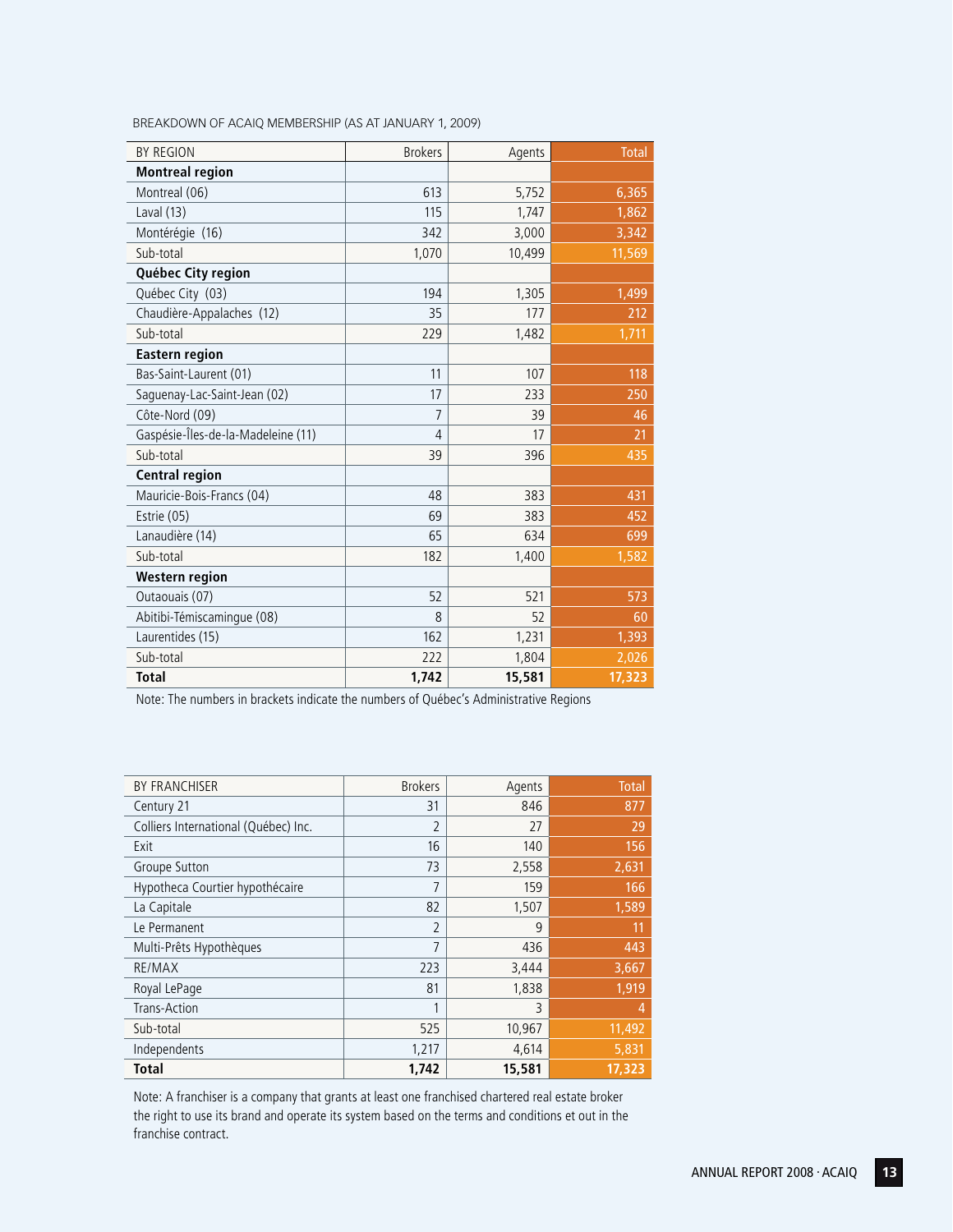BREAKDOWN OF ACAIQ MEMBERSHIP (AS AT JANUARY 1, 2009)

| BY REGION | Brokers | Agents | Total |
|---|---|---|---|
| **Montreal region** | | | |
| Montreal (06) | 613 | 5,752 | 6,365 |
| Laval (13) | 115 | 1,747 | 1,862 |
| Montérégie (16) | 342 | 3,000 | 3,342 |
| Sub-total | 1,070 | 10,499 | 11,569 |
| **Québec City region** | | | |
| Québec City (03) | 194 | 1,305 | 1,499 |
| Chaudière-Appalaches (12) | 35 | 177 | 212 |
| Sub-total | 229 | 1,482 | 1,711 |
| **Eastern region** | | | |
| Bas-Saint-Laurent (01) | 11 | 107 | 118 |
| Saguenay-Lac-Saint-Jean (02) | 17 | 233 | 250 |
| Côte-Nord (09) | 7 | 39 | 46 |
| Gaspésie-Îles-de-la-Madeleine (11) | 4 | 17 | 21 |
| Sub-total | 39 | 396 | 435 |
| **Central region** | | | |
| Mauricie-Bois-Francs (04) | 48 | 383 | 431 |
| Estrie (05) | 69 | 383 | 452 |
| Lanaudière (14) | 65 | 634 | 699 |
| Sub-total | 182 | 1,400 | 1,582 |
| **Western region** | | | |
| Outaouais (07) | 52 | 521 | 573 |
| Abitibi-Témiscamingue (08) | 8 | 52 | 60 |
| Laurentides (15) | 162 | 1,231 | 1,393 |
| Sub-total | 222 | 1,804 | 2,026 |
| **Total** | **1,742** | **15,581** | **17,323** |

Note: The numbers in brackets indicate the numbers of Québec's Administrative Regions

| BY FRANCHISER | Brokers | Agents | Total |
|---|---|---|---|
| Century 21 | 31 | 846 | 877 |
| Colliers International (Québec) Inc. | 2 | 27 | 29 |
| Exit | 16 | 140 | 156 |
| Groupe Sutton | 73 | 2,558 | 2,631 |
| Hypotheca Courtier hypothécaire | 7 | 159 | 166 |
| La Capitale | 82 | 1,507 | 1,589 |
| Le Permanent | 2 | 9 | 11 |
| Multi-Prêts Hypothèques | 7 | 436 | 443 |
| RE/MAX | 223 | 3,444 | 3,667 |
| Royal LePage | 81 | 1,838 | 1,919 |
| Trans-Action | 1 | 3 | 4 |
| Sub-total | 525 | 10,967 | 11,492 |
| Independents | 1,217 | 4,614 | 5,831 |
| **Total** | **1,742** | **15,581** | **17,323** |

Note: A franchiser is a company that grants at least one franchised chartered real estate broker the right to use its brand and operate its system based on the terms and conditions et out in the franchise contract.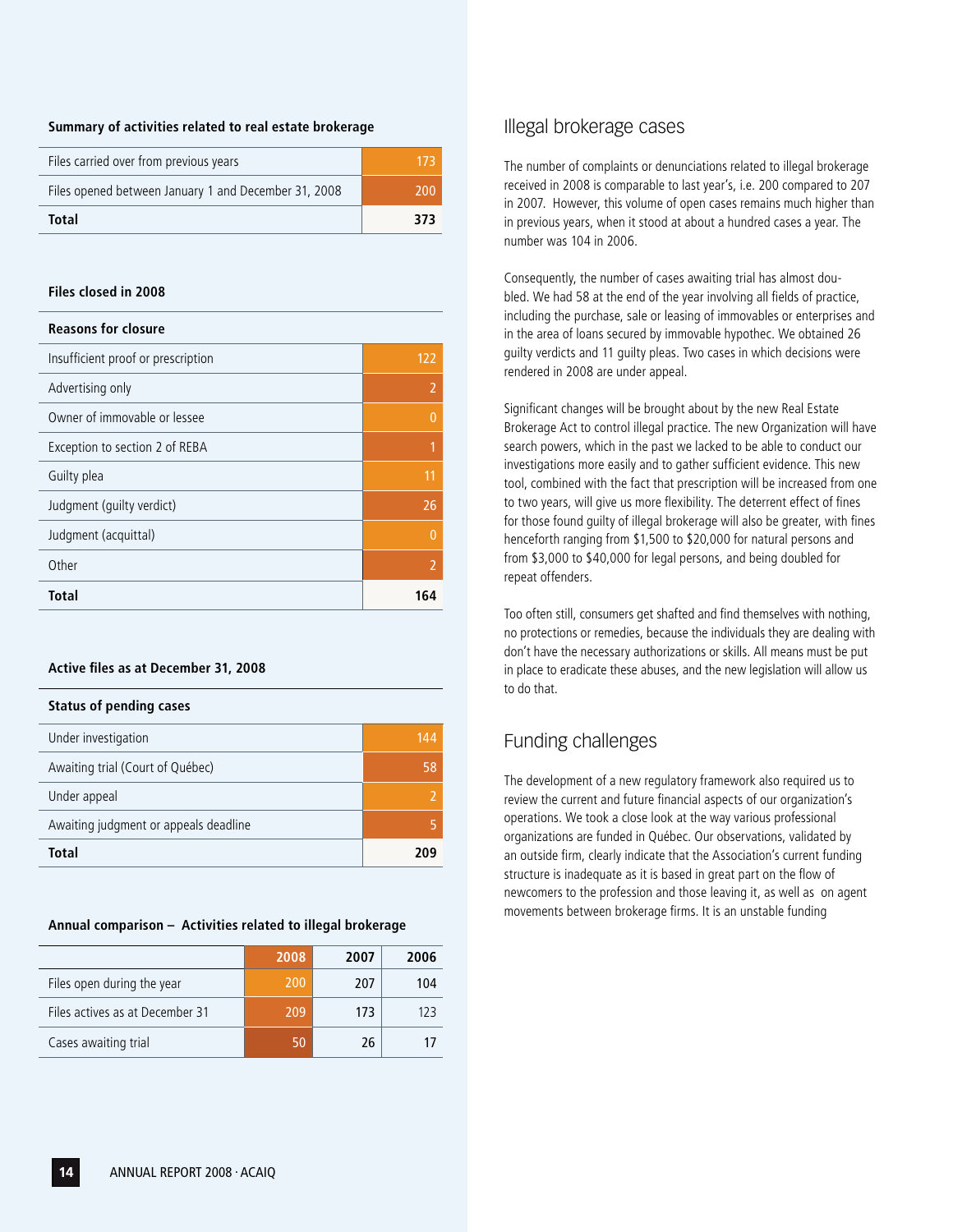### Summary of activities related to real estate brokerage

| | |
|---|---|
| Files carried over from previous years | 173 |
| Files opened between January 1 and December 31, 2008 | 200 |
| **Total** | **373** |

### Files closed in 2008

| Reasons for closure | |
|---|---|
| Insufficient proof or prescription | 122 |
| Advertising only | 2 |
| Owner of immovable or lessee | 0 |
| Exception to section 2 of REBA | 1 |
| Guilty plea | 11 |
| Judgment (guilty verdict) | 26 |
| Judgment (acquittal) | 0 |
| Other | 2 |
| **Total** | **164** |

### Active files as at December 31, 2008

| Status of pending cases | |
|---|---|
| Under investigation | 144 |
| Awaiting trial (Court of Québec) | 58 |
| Under appeal | 2 |
| Awaiting judgment or appeals deadline | 5 |
| **Total** | **209** |

### Annual comparison – Activities related to illegal brokerage

| | 2008 | 2007 | 2006 |
|---|---|---|---|
| Files open during the year | 200 | 207 | 104 |
| Files actives as at December 31 | 209 | 173 | 123 |
| Cases awaiting trial | 50 | 26 | 17 |

## Illegal brokerage cases

The number of complaints or denunciations related to illegal brokerage received in 2008 is comparable to last year's, i.e. 200 compared to 207 in 2007. However, this volume of open cases remains much higher than in previous years, when it stood at about a hundred cases a year. The number was 104 in 2006.

Consequently, the number of cases awaiting trial has almost doubled. We had 58 at the end of the year involving all fields of practice, including the purchase, sale or leasing of immovables or enterprises and in the area of loans secured by immovable hypothec. We obtained 26 guilty verdicts and 11 guilty pleas. Two cases in which decisions were rendered in 2008 are under appeal.

Significant changes will be brought about by the new Real Estate Brokerage Act to control illegal practice. The new Organization will have search powers, which in the past we lacked to be able to conduct our investigations more easily and to gather sufficient evidence. This new tool, combined with the fact that prescription will be increased from one to two years, will give us more flexibility. The deterrent effect of fines for those found guilty of illegal brokerage will also be greater, with fines henceforth ranging from $1,500 to $20,000 for natural persons and from $3,000 to $40,000 for legal persons, and being doubled for repeat offenders.

Too often still, consumers get shafted and find themselves with nothing, no protections or remedies, because the individuals they are dealing with don't have the necessary authorizations or skills. All means must be put in place to eradicate these abuses, and the new legislation will allow us to do that.

## Funding challenges

The development of a new regulatory framework also required us to review the current and future financial aspects of our organization's operations. We took a close look at the way various professional organizations are funded in Québec. Our observations, validated by an outside firm, clearly indicate that the Association's current funding structure is inadequate as it is based in great part on the flow of newcomers to the profession and those leaving it, as well as on agent movements between brokerage firms. It is an unstable funding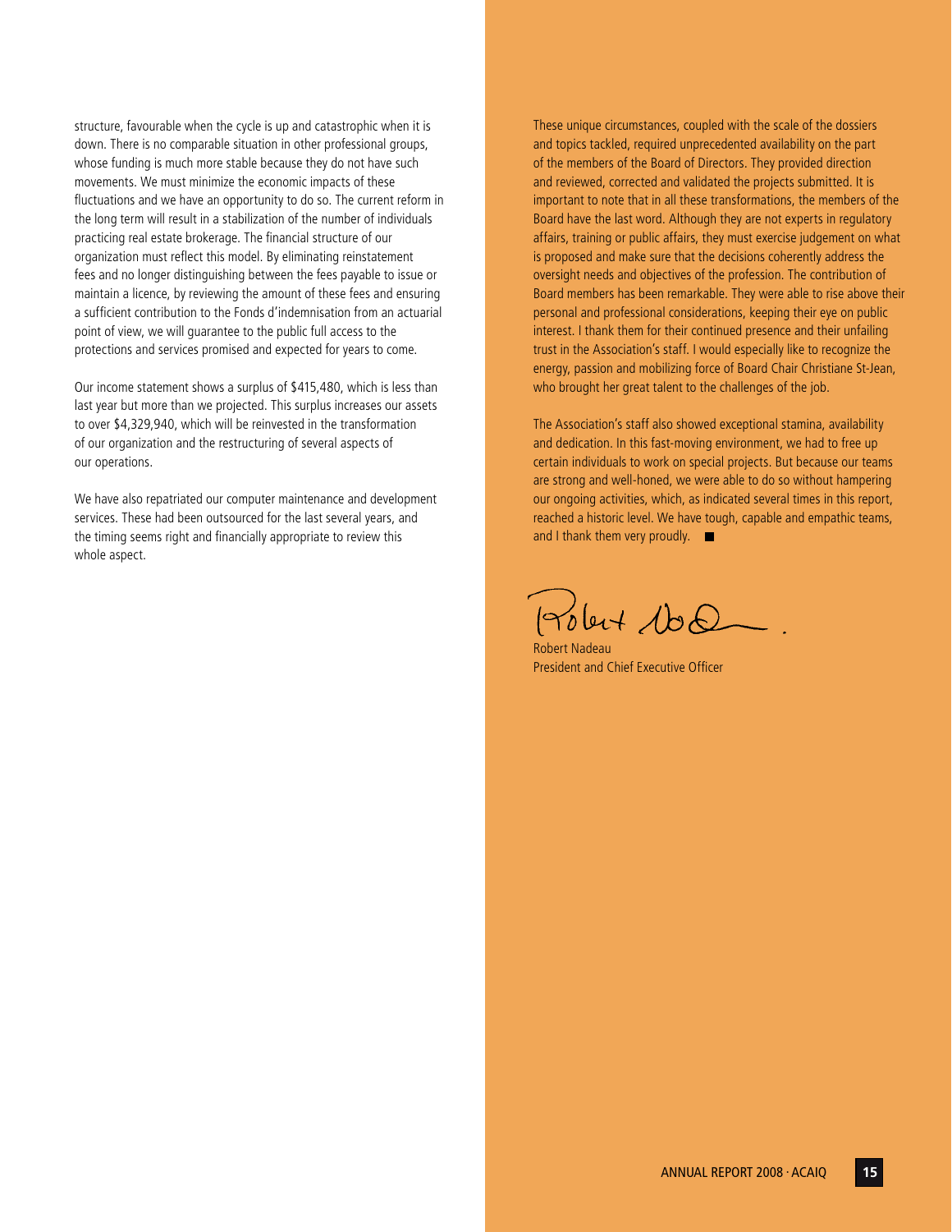structure, favourable when the cycle is up and catastrophic when it is down. There is no comparable situation in other professional groups, whose funding is much more stable because they do not have such movements. We must minimize the economic impacts of these fluctuations and we have an opportunity to do so. The current reform in the long term will result in a stabilization of the number of individuals practicing real estate brokerage. The financial structure of our organization must reflect this model. By eliminating reinstatement fees and no longer distinguishing between the fees payable to issue or maintain a licence, by reviewing the amount of these fees and ensuring a sufficient contribution to the Fonds d'indemnisation from an actuarial point of view, we will guarantee to the public full access to the protections and services promised and expected for years to come.

Our income statement shows a surplus of $415,480, which is less than last year but more than we projected. This surplus increases our assets to over $4,329,940, which will be reinvested in the transformation of our organization and the restructuring of several aspects of our operations.

We have also repatriated our computer maintenance and development services. These had been outsourced for the last several years, and the timing seems right and financially appropriate to review this whole aspect.

These unique circumstances, coupled with the scale of the dossiers and topics tackled, required unprecedented availability on the part of the members of the Board of Directors. They provided direction and reviewed, corrected and validated the projects submitted. It is important to note that in all these transformations, the members of the Board have the last word. Although they are not experts in regulatory affairs, training or public affairs, they must exercise judgement on what is proposed and make sure that the decisions coherently address the oversight needs and objectives of the profession. The contribution of Board members has been remarkable. They were able to rise above their personal and professional considerations, keeping their eye on public interest. I thank them for their continued presence and their unfailing trust in the Association's staff. I would especially like to recognize the energy, passion and mobilizing force of Board Chair Christiane St-Jean, who brought her great talent to the challenges of the job.

The Association's staff also showed exceptional stamina, availability and dedication. In this fast-moving environment, we had to free up certain individuals to work on special projects. But because our teams are strong and well-honed, we were able to do so without hampering our ongoing activities, which, as indicated several times in this report, reached a historic level. We have tough, capable and empathic teams, and I thank them very proudly. ■

Robert Nadeau
President and Chief Executive Officer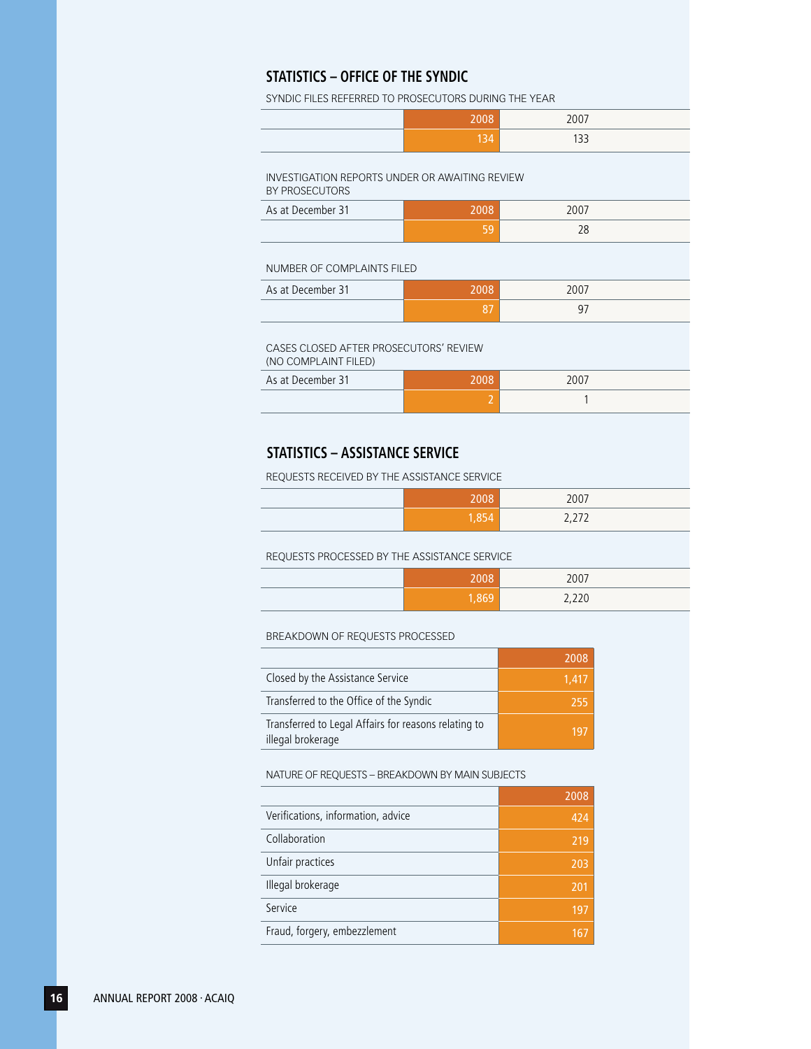## STATISTICS – OFFICE OF THE SYNDIC

SYNDIC FILES REFERRED TO PROSECUTORS DURING THE YEAR

| | 2008 | 2007 |
|---|---|---|
| | 134 | 133 |

INVESTIGATION REPORTS UNDER OR AWAITING REVIEW BY PROSECUTORS

| As at December 31 | 2008 | 2007 |
|---|---|---|
| | 59 | 28 |

NUMBER OF COMPLAINTS FILED

| As at December 31 | 2008 | 2007 |
|---|---|---|
| | 87 | 97 |

CASES CLOSED AFTER PROSECUTORS' REVIEW (NO COMPLAINT FILED)

| As at December 31 | 2008 | 2007 |
|---|---|---|
| | 2 | 1 |

## STATISTICS – ASSISTANCE SERVICE

REQUESTS RECEIVED BY THE ASSISTANCE SERVICE

| | 2008 | 2007 |
|---|---|---|
| | 1,854 | 2,272 |

REQUESTS PROCESSED BY THE ASSISTANCE SERVICE

| | 2008 | 2007 |
|---|---|---|
| | 1,869 | 2,220 |

BREAKDOWN OF REQUESTS PROCESSED

| | 2008 |
|---|---|
| Closed by the Assistance Service | 1,417 |
| Transferred to the Office of the Syndic | 255 |
| Transferred to Legal Affairs for reasons relating to illegal brokerage | 197 |

NATURE OF REQUESTS – BREAKDOWN BY MAIN SUBJECTS

| | 2008 |
|---|---|
| Verifications, information, advice | 424 |
| Collaboration | 219 |
| Unfair practices | 203 |
| Illegal brokerage | 201 |
| Service | 197 |
| Fraud, forgery, embezzlement | 167 |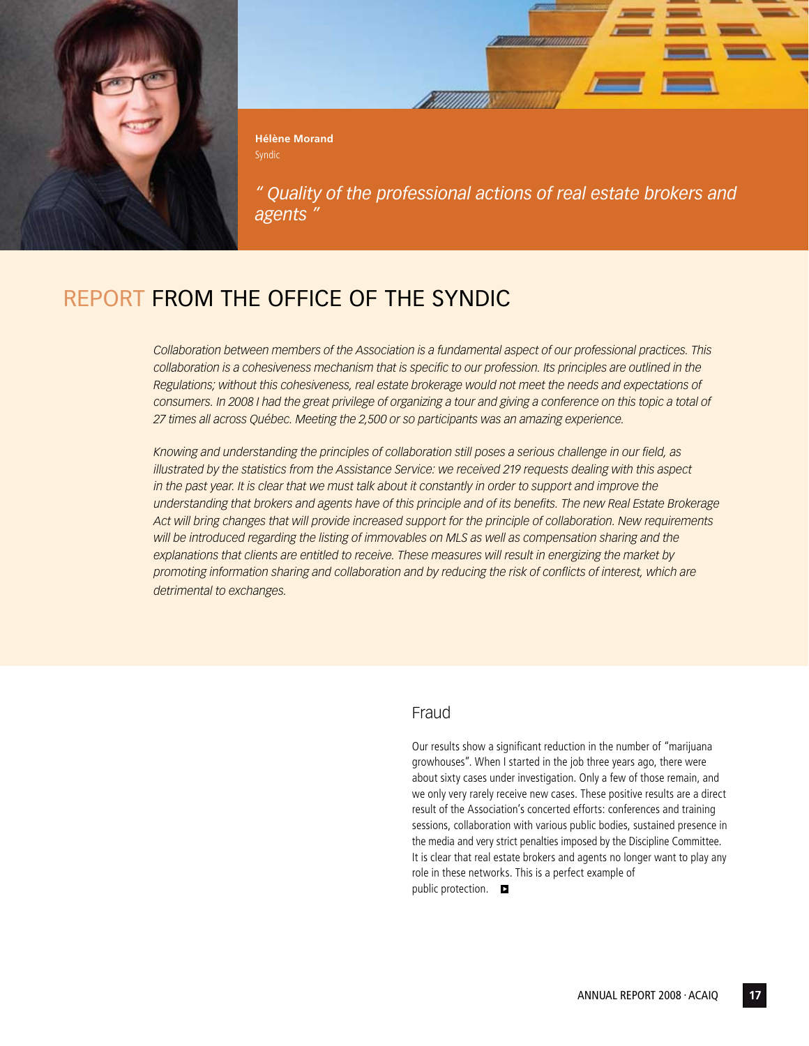**Hélène Morand**
Syndic

*" Quality of the professional actions of real estate brokers and agents "*

# REPORT FROM THE OFFICE OF THE SYNDIC

*Collaboration between members of the Association is a fundamental aspect of our professional practices. This collaboration is a cohesiveness mechanism that is specific to our profession. Its principles are outlined in the Regulations; without this cohesiveness, real estate brokerage would not meet the needs and expectations of consumers. In 2008 I had the great privilege of organizing a tour and giving a conference on this topic a total of 27 times all across Québec. Meeting the 2,500 or so participants was an amazing experience.*

*Knowing and understanding the principles of collaboration still poses a serious challenge in our field, as illustrated by the statistics from the Assistance Service: we received 219 requests dealing with this aspect in the past year. It is clear that we must talk about it constantly in order to support and improve the understanding that brokers and agents have of this principle and of its benefits. The new Real Estate Brokerage Act will bring changes that will provide increased support for the principle of collaboration. New requirements will be introduced regarding the listing of immovables on MLS as well as compensation sharing and the explanations that clients are entitled to receive. These measures will result in energizing the market by promoting information sharing and collaboration and by reducing the risk of conflicts of interest, which are detrimental to exchanges.*

## Fraud

Our results show a significant reduction in the number of "marijuana growhouses". When I started in the job three years ago, there were about sixty cases under investigation. Only a few of those remain, and we only very rarely receive new cases. These positive results are a direct result of the Association's concerted efforts: conferences and training sessions, collaboration with various public bodies, sustained presence in the media and very strict penalties imposed by the Discipline Committee. It is clear that real estate brokers and agents no longer want to play any role in these networks. This is a perfect example of public protection.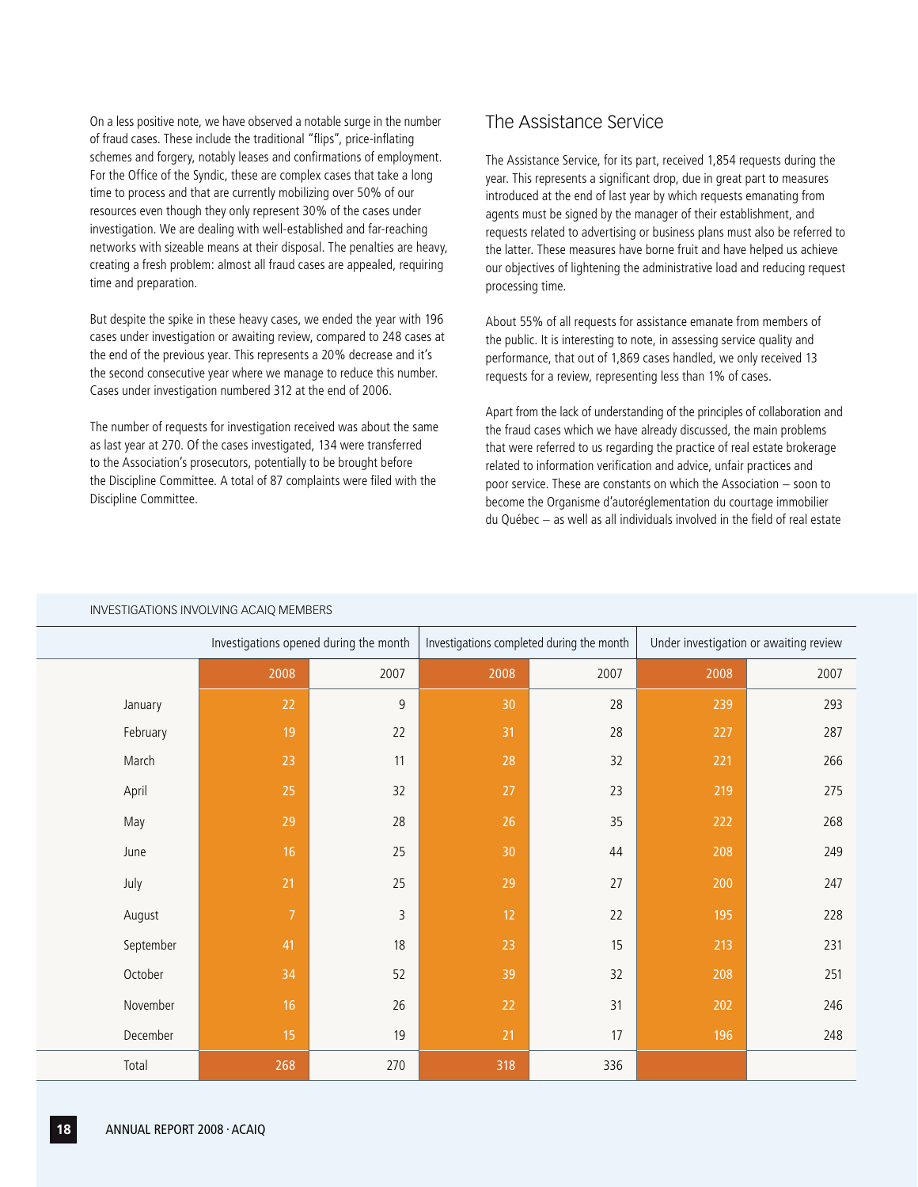On a less positive note, we have observed a notable surge in the number of fraud cases. These include the traditional "flips", price-inflating schemes and forgery, notably leases and confirmations of employment. For the Office of the Syndic, these are complex cases that take a long time to process and that are currently mobilizing over 50% of our resources even though they only represent 30% of the cases under investigation. We are dealing with well-established and far-reaching networks with sizeable means at their disposal. The penalties are heavy, creating a fresh problem: almost all fraud cases are appealed, requiring time and preparation.

But despite the spike in these heavy cases, we ended the year with 196 cases under investigation or awaiting review, compared to 248 cases at the end of the previous year. This represents a 20% decrease and it's the second consecutive year where we manage to reduce this number. Cases under investigation numbered 312 at the end of 2006.

The number of requests for investigation received was about the same as last year at 270. Of the cases investigated, 134 were transferred to the Association's prosecutors, potentially to be brought before the Discipline Committee. A total of 87 complaints were filed with the Discipline Committee.

## The Assistance Service

The Assistance Service, for its part, received 1,854 requests during the year. This represents a significant drop, due in great part to measures introduced at the end of last year by which requests emanating from agents must be signed by the manager of their establishment, and requests related to advertising or business plans must also be referred to the latter. These measures have borne fruit and have helped us achieve our objectives of lightening the administrative load and reducing request processing time.

About 55% of all requests for assistance emanate from members of the public. It is interesting to note, in assessing service quality and performance, that out of 1,869 cases handled, we only received 13 requests for a review, representing less than 1% of cases.

Apart from the lack of understanding of the principles of collaboration and the fraud cases which we have already discussed, the main problems that were referred to us regarding the practice of real estate brokerage related to information verification and advice, unfair practices and poor service. These are constants on which the Association – soon to become the Organisme d'autoréglementation du courtage immobilier du Québec – as well as all individuals involved in the field of real estate

INVESTIGATIONS INVOLVING ACAIQ MEMBERS

| | Investigations opened during the month | | Investigations completed during the month | | Under investigation or awaiting review | |
|---|---|---|---|---|---|---|
| | 2008 | 2007 | 2008 | 2007 | 2008 | 2007 |
| January | 22 | 9 | 30 | 28 | 239 | 293 |
| February | 19 | 22 | 31 | 28 | 227 | 287 |
| March | 23 | 11 | 28 | 32 | 221 | 266 |
| April | 25 | 32 | 27 | 23 | 219 | 275 |
| May | 29 | 28 | 26 | 35 | 222 | 268 |
| June | 16 | 25 | 30 | 44 | 208 | 249 |
| July | 21 | 25 | 29 | 27 | 200 | 247 |
| August | 7 | 3 | 12 | 22 | 195 | 228 |
| September | 41 | 18 | 23 | 15 | 213 | 231 |
| October | 34 | 52 | 39 | 32 | 208 | 251 |
| November | 16 | 26 | 22 | 31 | 202 | 246 |
| December | 15 | 19 | 21 | 17 | 196 | 248 |
| Total | 268 | 270 | 318 | 336 | | |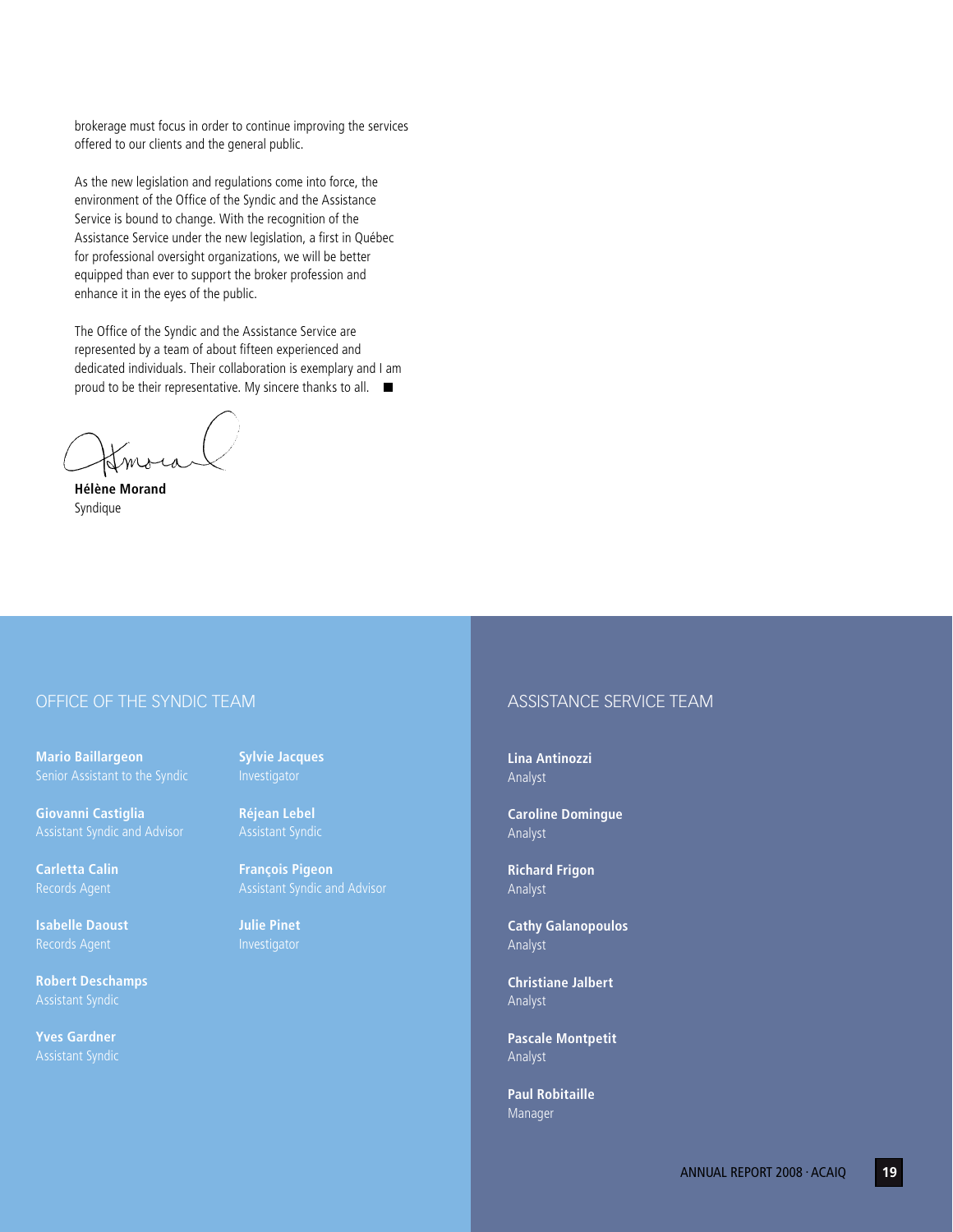brokerage must focus in order to continue improving the services offered to our clients and the general public.

As the new legislation and regulations come into force, the environment of the Office of the Syndic and the Assistance Service is bound to change. With the recognition of the Assistance Service under the new legislation, a first in Québec for professional oversight organizations, we will be better equipped than ever to support the broker profession and enhance it in the eyes of the public.

The Office of the Syndic and the Assistance Service are represented by a team of about fifteen experienced and dedicated individuals. Their collaboration is exemplary and I am proud to be their representative. My sincere thanks to all. ■

**Hélène Morand**
Syndique

## OFFICE OF THE SYNDIC TEAM

**Mario Baillargeon**
Senior Assistant to the Syndic

**Giovanni Castiglia**
Assistant Syndic and Advisor

**Carletta Calin**
Records Agent

**Isabelle Daoust**
Records Agent

**Robert Deschamps**
Assistant Syndic

**Yves Gardner**
Assistant Syndic

**Sylvie Jacques**
Investigator

**Réjean Lebel**
Assistant Syndic

**François Pigeon**
Assistant Syndic and Advisor

**Julie Pinet**
Investigator

## ASSISTANCE SERVICE TEAM

**Lina Antinozzi**
Analyst

**Caroline Domingue**
Analyst

**Richard Frigon**
Analyst

**Cathy Galanopoulos**
Analyst

**Christiane Jalbert**
Analyst

**Pascale Montpetit**
Analyst

**Paul Robitaille**
Manager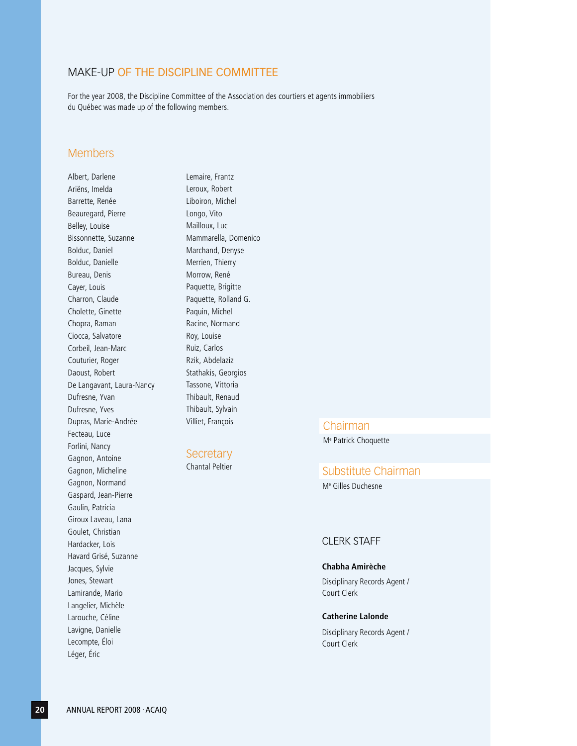## MAKE-UP OF THE DISCIPLINE COMMITTEE

For the year 2008, the Discipline Committee of the Association des courtiers et agents immobiliers du Québec was made up of the following members.

### Members

Albert, Darlene
Ariëns, Imelda
Barrette, Renée
Beauregard, Pierre
Belley, Louise
Bissonnette, Suzanne
Bolduc, Daniel
Bolduc, Danielle
Bureau, Denis
Cayer, Louis
Charron, Claude
Cholette, Ginette
Chopra, Raman
Ciocca, Salvatore
Corbeil, Jean-Marc
Couturier, Roger
Daoust, Robert
De Langavant, Laura-Nancy
Dufresne, Yvan
Dufresne, Yves
Dupras, Marie-Andrée
Fecteau, Luce
Forlini, Nancy
Gagnon, Antoine
Gagnon, Micheline
Gagnon, Normand
Gaspard, Jean-Pierre
Gaulin, Patricia
Giroux Laveau, Lana
Goulet, Christian
Hardacker, Lois
Havard Grisé, Suzanne
Jacques, Sylvie
Jones, Stewart
Lamirande, Mario
Langelier, Michèle
Larouche, Céline
Lavigne, Danielle
Lecompte, Éloi
Léger, Éric
Lemaire, Frantz
Leroux, Robert
Liboiron, Michel
Longo, Vito
Mailloux, Luc
Mammarella, Domenico
Marchand, Denyse
Merrien, Thierry
Morrow, René
Paquette, Brigitte
Paquette, Rolland G.
Paquin, Michel
Racine, Normand
Roy, Louise
Ruiz, Carlos
Rzik, Abdelaziz
Stathakis, Georgios
Tassone, Vittoria
Thibault, Renaud
Thibault, Sylvain
Villiet, François

### Secretary

Chantal Peltier

### Chairman

Me Patrick Choquette

### Substitute Chairman

Me Gilles Duchesne

## CLERK STAFF

**Chabha Amirèche**

Disciplinary Records Agent / Court Clerk

**Catherine Lalonde**

Disciplinary Records Agent / Court Clerk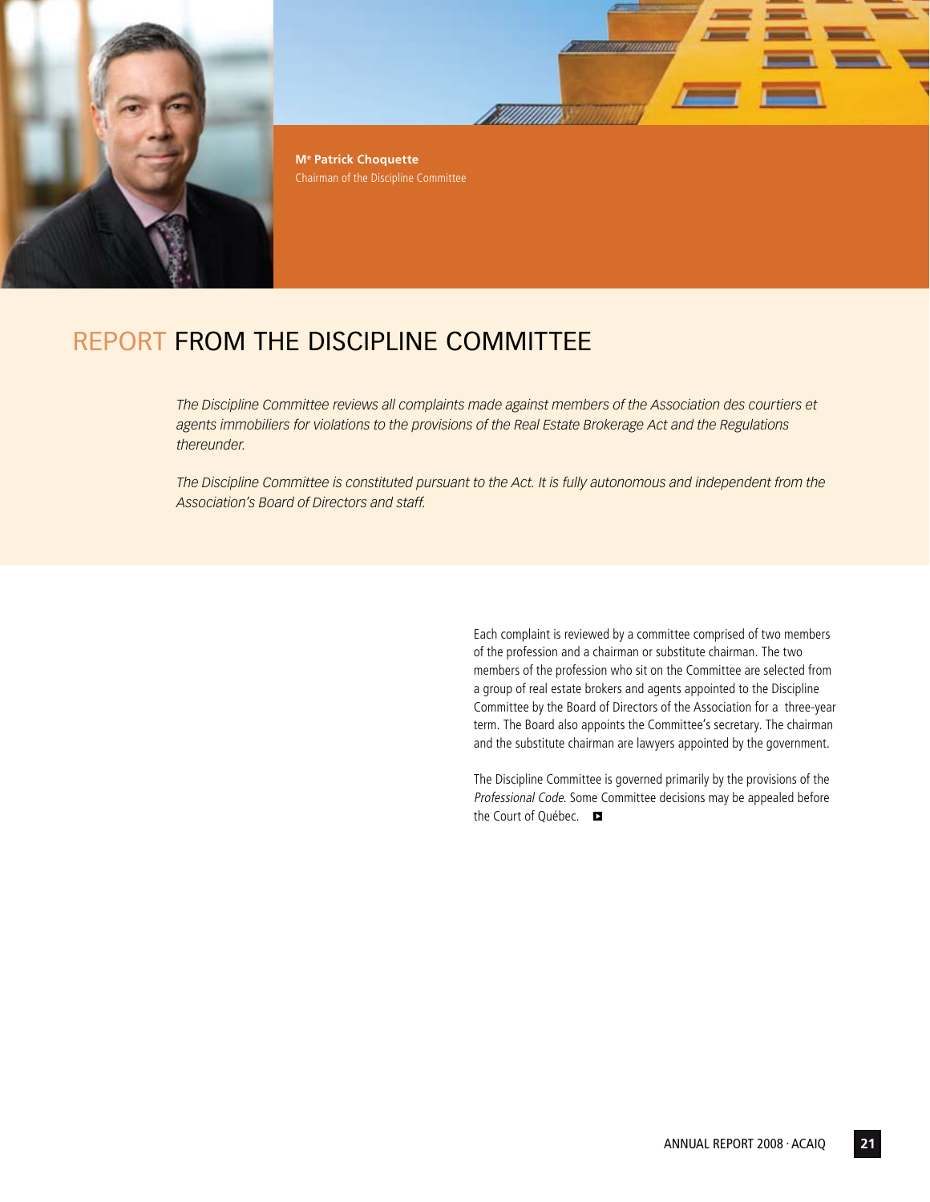**Me Patrick Choquette**
Chairman of the Discipline Committee

# REPORT FROM THE DISCIPLINE COMMITTEE

*The Discipline Committee reviews all complaints made against members of the Association des courtiers et agents immobiliers for violations to the provisions of the Real Estate Brokerage Act and the Regulations thereunder.*

*The Discipline Committee is constituted pursuant to the Act. It is fully autonomous and independent from the Association's Board of Directors and staff.*

Each complaint is reviewed by a committee comprised of two members of the profession and a chairman or substitute chairman. The two members of the profession who sit on the Committee are selected from a group of real estate brokers and agents appointed to the Discipline Committee by the Board of Directors of the Association for a three-year term. The Board also appoints the Committee's secretary. The chairman and the substitute chairman are lawyers appointed by the government.

The Discipline Committee is governed primarily by the provisions of the *Professional Code*. Some Committee decisions may be appealed before the Court of Québec.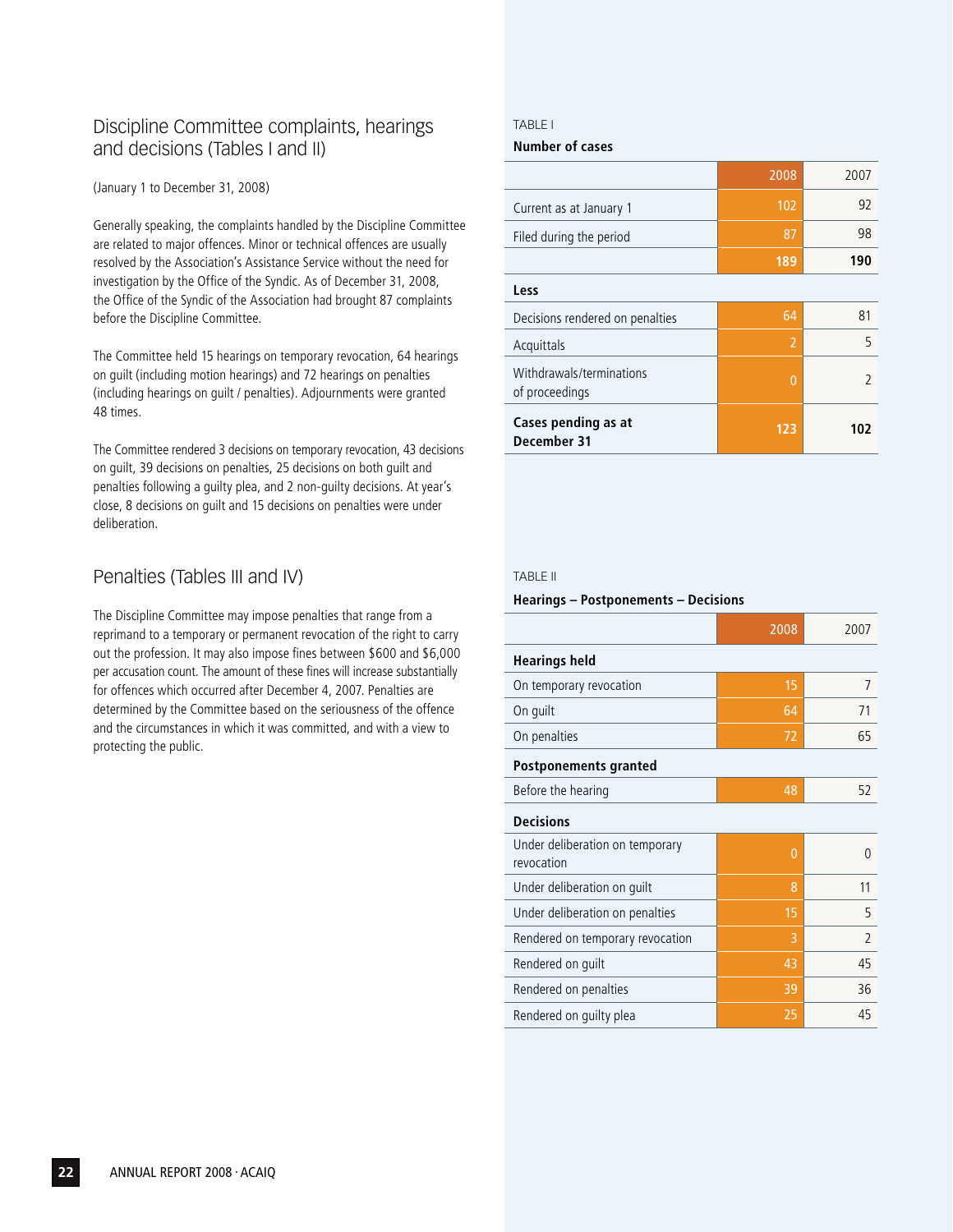## Discipline Committee complaints, hearings and decisions (Tables I and II)

(January 1 to December 31, 2008)

Generally speaking, the complaints handled by the Discipline Committee are related to major offences. Minor or technical offences are usually resolved by the Association's Assistance Service without the need for investigation by the Office of the Syndic. As of December 31, 2008, the Office of the Syndic of the Association had brought 87 complaints before the Discipline Committee.

The Committee held 15 hearings on temporary revocation, 64 hearings on guilt (including motion hearings) and 72 hearings on penalties (including hearings on guilt / penalties). Adjournments were granted 48 times.

The Committee rendered 3 decisions on temporary revocation, 43 decisions on guilt, 39 decisions on penalties, 25 decisions on both guilt and penalties following a guilty plea, and 2 non-guilty decisions. At year's close, 8 decisions on guilt and 15 decisions on penalties were under deliberation.

## Penalties (Tables III and IV)

The Discipline Committee may impose penalties that range from a reprimand to a temporary or permanent revocation of the right to carry out the profession. It may also impose fines between $600 and $6,000 per accusation count. The amount of these fines will increase substantially for offences which occurred after December 4, 2007. Penalties are determined by the Committee based on the seriousness of the offence and the circumstances in which it was committed, and with a view to protecting the public.

TABLE I

**Number of cases**

| | 2008 | 2007 |
|---|---|---|
| Current as at January 1 | 102 | 92 |
| Filed during the period | 87 | 98 |
| | **189** | **190** |
| **Less** | | |
| Decisions rendered on penalties | 64 | 81 |
| Acquittals | 2 | 5 |
| Withdrawals/terminations of proceedings | 0 | 2 |
| **Cases pending as at December 31** | **123** | **102** |

TABLE II

**Hearings – Postponements – Decisions**

| | 2008 | 2007 |
|---|---|---|
| **Hearings held** | | |
| On temporary revocation | 15 | 7 |
| On guilt | 64 | 71 |
| On penalties | 72 | 65 |
| **Postponements granted** | | |
| Before the hearing | 48 | 52 |
| **Decisions** | | |
| Under deliberation on temporary revocation | 0 | 0 |
| Under deliberation on guilt | 8 | 11 |
| Under deliberation on penalties | 15 | 5 |
| Rendered on temporary revocation | 3 | 2 |
| Rendered on guilt | 43 | 45 |
| Rendered on penalties | 39 | 36 |
| Rendered on guilty plea | 25 | 45 |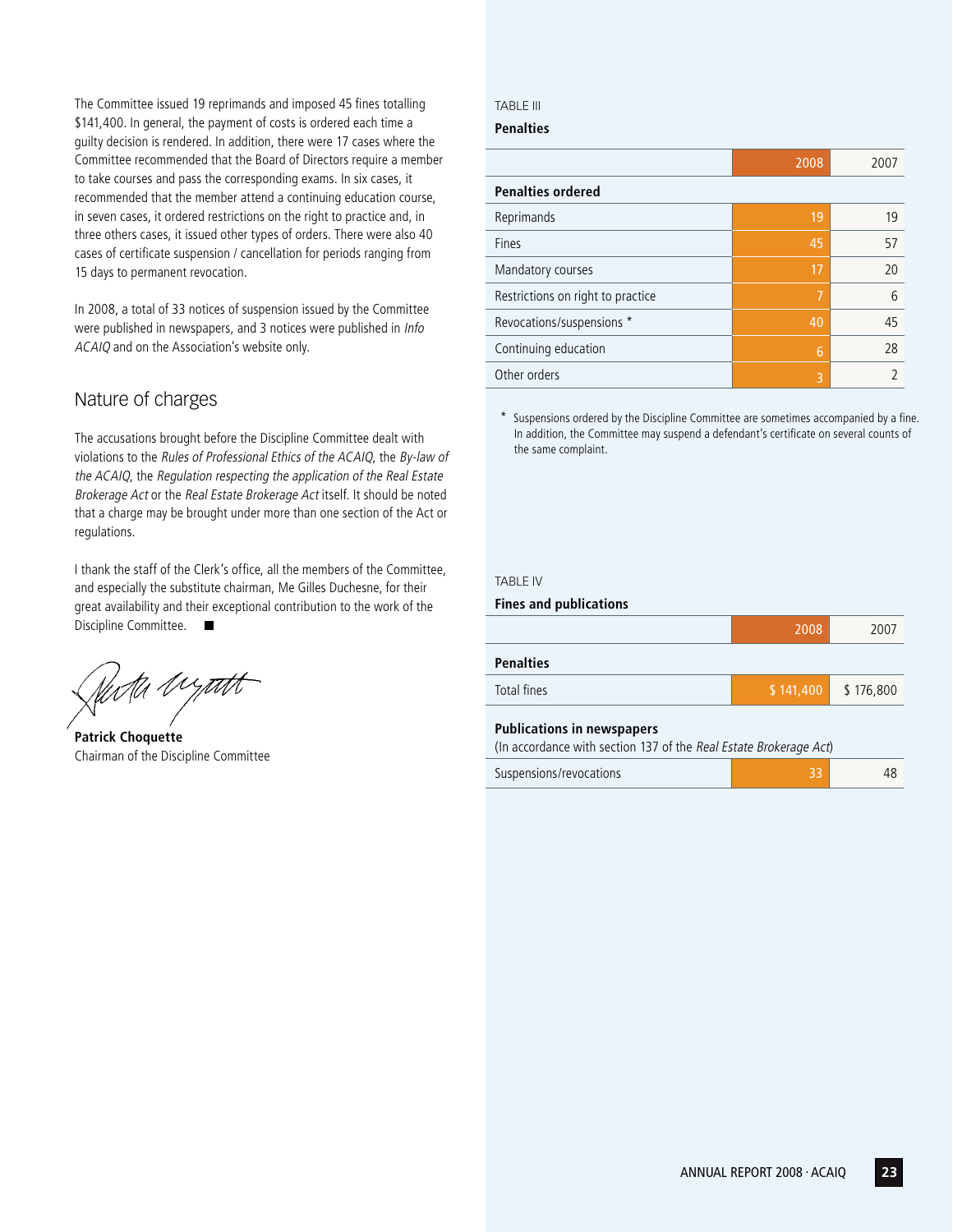The Committee issued 19 reprimands and imposed 45 fines totalling $141,400. In general, the payment of costs is ordered each time a guilty decision is rendered. In addition, there were 17 cases where the Committee recommended that the Board of Directors require a member to take courses and pass the corresponding exams. In six cases, it recommended that the member attend a continuing education course, in seven cases, it ordered restrictions on the right to practice and, in three others cases, it issued other types of orders. There were also 40 cases of certificate suspension / cancellation for periods ranging from 15 days to permanent revocation.

In 2008, a total of 33 notices of suspension issued by the Committee were published in newspapers, and 3 notices were published in *Info ACAIQ* and on the Association's website only.

## Nature of charges

The accusations brought before the Discipline Committee dealt with violations to the *Rules of Professional Ethics of the ACAIQ*, the *By-law of the ACAIQ*, the *Regulation respecting the application of the Real Estate Brokerage Act* or the *Real Estate Brokerage Act* itself. It should be noted that a charge may be brought under more than one section of the Act or regulations.

I thank the staff of the Clerk's office, all the members of the Committee, and especially the substitute chairman, Me Gilles Duchesne, for their great availability and their exceptional contribution to the work of the Discipline Committee. ■

**Patrick Choquette**
Chairman of the Discipline Committee

TABLE III

**Penalties**

| | 2008 | 2007 |
|---|---|---|
| **Penalties ordered** | | |
| Reprimands | 19 | 19 |
| Fines | 45 | 57 |
| Mandatory courses | 17 | 20 |
| Restrictions on right to practice | 7 | 6 |
| Revocations/suspensions * | 40 | 45 |
| Continuing education | 6 | 28 |
| Other orders | 3 | 2 |

\* Suspensions ordered by the Discipline Committee are sometimes accompanied by a fine. In addition, the Committee may suspend a defendant's certificate on several counts of the same complaint.

TABLE IV

**Fines and publications**

| | 2008 | 2007 |
|---|---|---|
| **Penalties** | | |
| Total fines | $ 141,400 | $ 176,800 |
| **Publications in newspapers** (In accordance with section 137 of the *Real Estate Brokerage Act*) | | |
| Suspensions/revocations | 33 | 48 |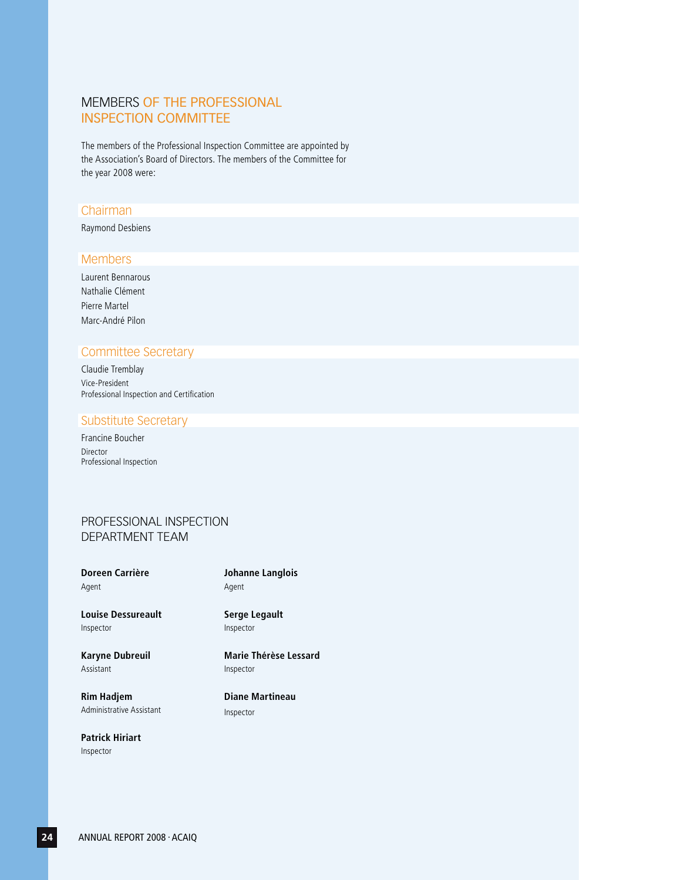## MEMBERS OF THE PROFESSIONAL INSPECTION COMMITTEE

The members of the Professional Inspection Committee are appointed by the Association's Board of Directors. The members of the Committee for the year 2008 were:

### Chairman

Raymond Desbiens

### Members

Laurent Bennarous
Nathalie Clément
Pierre Martel
Marc-André Pilon

### Committee Secretary

Claudie Tremblay
Vice-President
Professional Inspection and Certification

### Substitute Secretary

Francine Boucher
Director
Professional Inspection

## PROFESSIONAL INSPECTION DEPARTMENT TEAM

**Doreen Carrière**
Agent

**Louise Dessureault**
Inspector

**Karyne Dubreuil**
Assistant

**Rim Hadjem**
Administrative Assistant

**Patrick Hiriart**
Inspector

**Johanne Langlois**
Agent

**Serge Legault**
Inspector

**Marie Thérèse Lessard**
Inspector

**Diane Martineau**
Inspector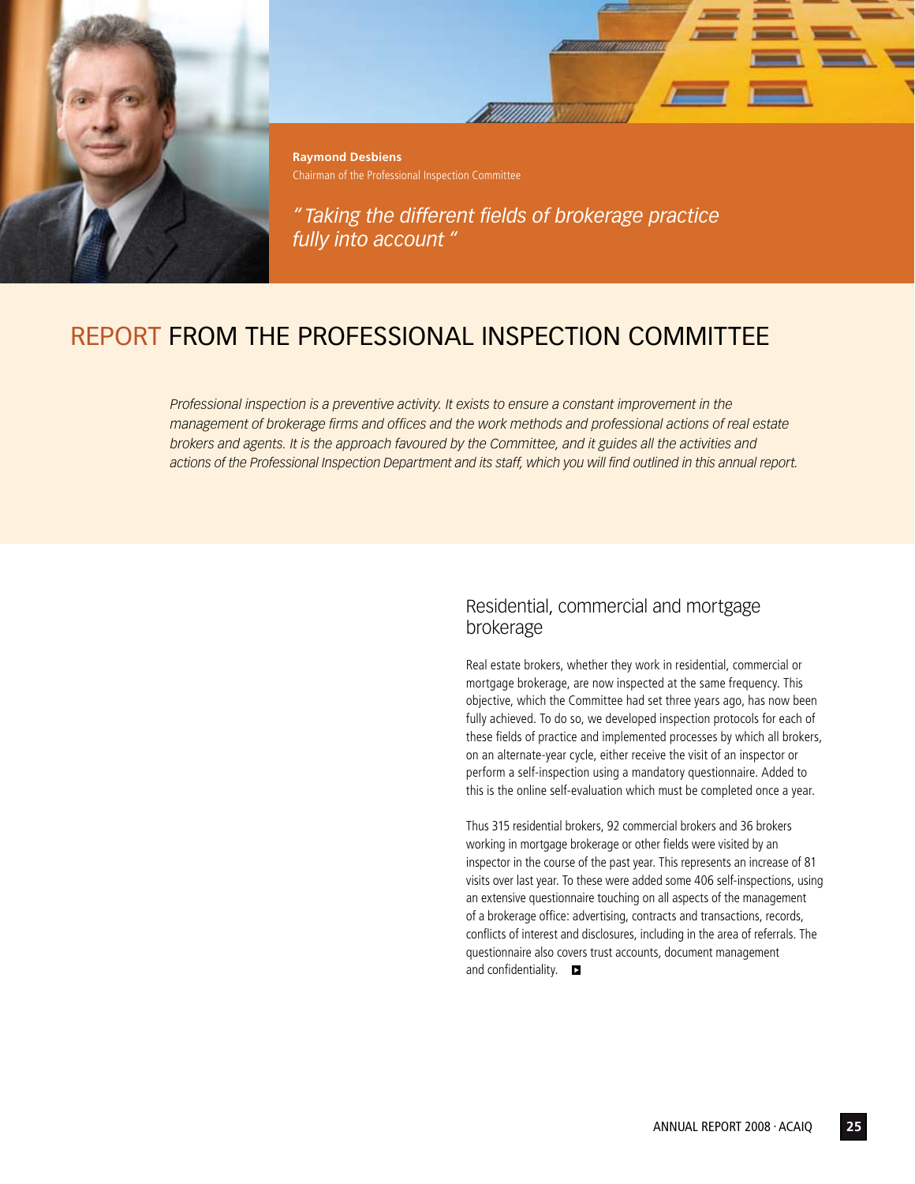**Raymond Desbiens**
Chairman of the Professional Inspection Committee

*" Taking the different fields of brokerage practice fully into account "*

# REPORT FROM THE PROFESSIONAL INSPECTION COMMITTEE

*Professional inspection is a preventive activity. It exists to ensure a constant improvement in the management of brokerage firms and offices and the work methods and professional actions of real estate brokers and agents. It is the approach favoured by the Committee, and it guides all the activities and actions of the Professional Inspection Department and its staff, which you will find outlined in this annual report.*

## Residential, commercial and mortgage brokerage

Real estate brokers, whether they work in residential, commercial or mortgage brokerage, are now inspected at the same frequency. This objective, which the Committee had set three years ago, has now been fully achieved. To do so, we developed inspection protocols for each of these fields of practice and implemented processes by which all brokers, on an alternate-year cycle, either receive the visit of an inspector or perform a self-inspection using a mandatory questionnaire. Added to this is the online self-evaluation which must be completed once a year.

Thus 315 residential brokers, 92 commercial brokers and 36 brokers working in mortgage brokerage or other fields were visited by an inspector in the course of the past year. This represents an increase of 81 visits over last year. To these were added some 406 self-inspections, using an extensive questionnaire touching on all aspects of the management of a brokerage office: advertising, contracts and transactions, records, conflicts of interest and disclosures, including in the area of referrals. The questionnaire also covers trust accounts, document management and confidentiality.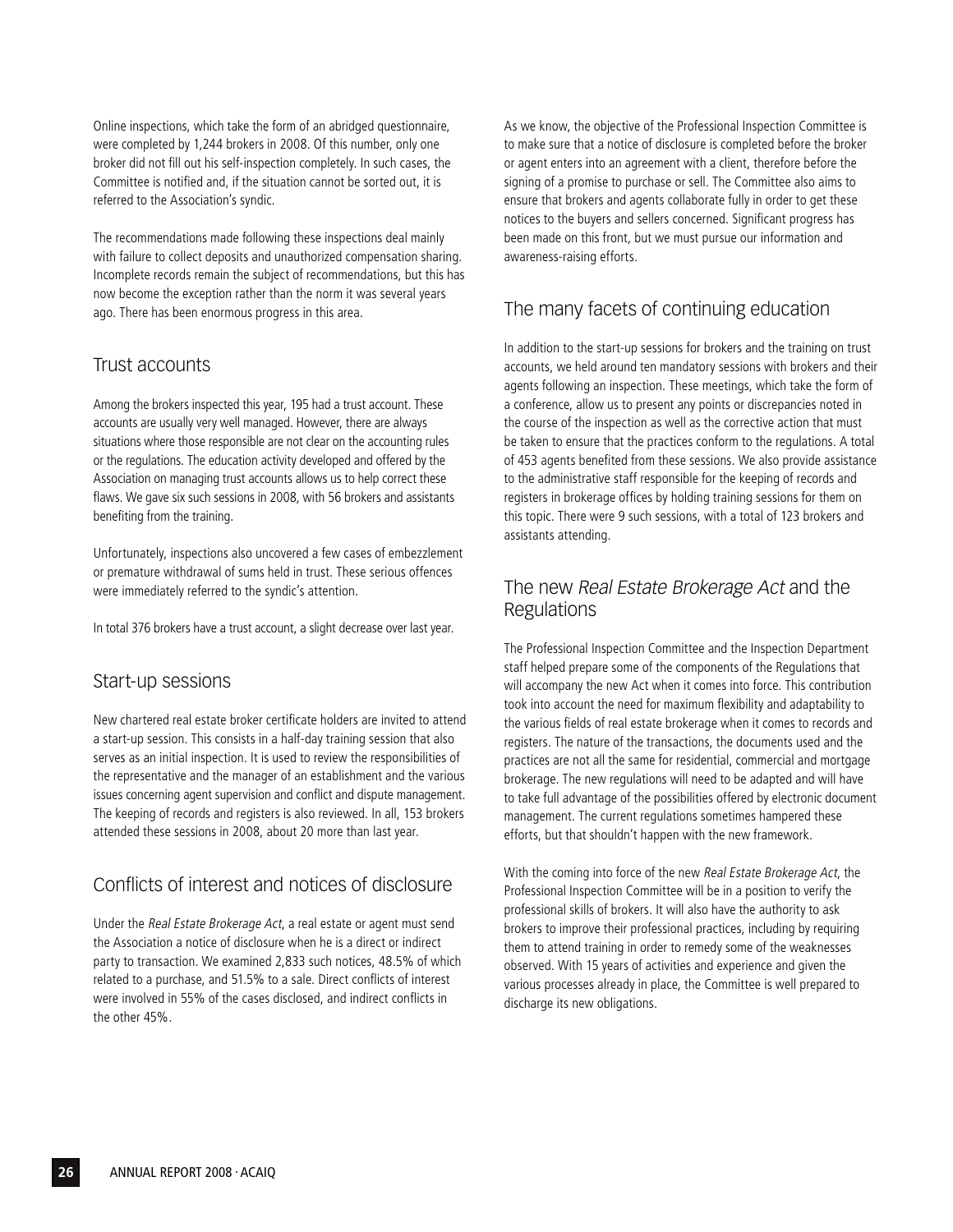Online inspections, which take the form of an abridged questionnaire, were completed by 1,244 brokers in 2008. Of this number, only one broker did not fill out his self-inspection completely. In such cases, the Committee is notified and, if the situation cannot be sorted out, it is referred to the Association's syndic.

The recommendations made following these inspections deal mainly with failure to collect deposits and unauthorized compensation sharing. Incomplete records remain the subject of recommendations, but this has now become the exception rather than the norm it was several years ago. There has been enormous progress in this area.

## Trust accounts

Among the brokers inspected this year, 195 had a trust account. These accounts are usually very well managed. However, there are always situations where those responsible are not clear on the accounting rules or the regulations. The education activity developed and offered by the Association on managing trust accounts allows us to help correct these flaws. We gave six such sessions in 2008, with 56 brokers and assistants benefiting from the training.

Unfortunately, inspections also uncovered a few cases of embezzlement or premature withdrawal of sums held in trust. These serious offences were immediately referred to the syndic's attention.

In total 376 brokers have a trust account, a slight decrease over last year.

## Start-up sessions

New chartered real estate broker certificate holders are invited to attend a start-up session. This consists in a half-day training session that also serves as an initial inspection. It is used to review the responsibilities of the representative and the manager of an establishment and the various issues concerning agent supervision and conflict and dispute management. The keeping of records and registers is also reviewed. In all, 153 brokers attended these sessions in 2008, about 20 more than last year.

## Conflicts of interest and notices of disclosure

Under the *Real Estate Brokerage Act*, a real estate or agent must send the Association a notice of disclosure when he is a direct or indirect party to transaction. We examined 2,833 such notices, 48.5% of which related to a purchase, and 51.5% to a sale. Direct conflicts of interest were involved in 55% of the cases disclosed, and indirect conflicts in the other 45%.

As we know, the objective of the Professional Inspection Committee is to make sure that a notice of disclosure is completed before the broker or agent enters into an agreement with a client, therefore before the signing of a promise to purchase or sell. The Committee also aims to ensure that brokers and agents collaborate fully in order to get these notices to the buyers and sellers concerned. Significant progress has been made on this front, but we must pursue our information and awareness-raising efforts.

## The many facets of continuing education

In addition to the start-up sessions for brokers and the training on trust accounts, we held around ten mandatory sessions with brokers and their agents following an inspection. These meetings, which take the form of a conference, allow us to present any points or discrepancies noted in the course of the inspection as well as the corrective action that must be taken to ensure that the practices conform to the regulations. A total of 453 agents benefited from these sessions. We also provide assistance to the administrative staff responsible for the keeping of records and registers in brokerage offices by holding training sessions for them on this topic. There were 9 such sessions, with a total of 123 brokers and assistants attending.

## The new *Real Estate Brokerage Act* and the Regulations

The Professional Inspection Committee and the Inspection Department staff helped prepare some of the components of the Regulations that will accompany the new Act when it comes into force. This contribution took into account the need for maximum flexibility and adaptability to the various fields of real estate brokerage when it comes to records and registers. The nature of the transactions, the documents used and the practices are not all the same for residential, commercial and mortgage brokerage. The new regulations will need to be adapted and will have to take full advantage of the possibilities offered by electronic document management. The current regulations sometimes hampered these efforts, but that shouldn't happen with the new framework.

With the coming into force of the new *Real Estate Brokerage Act*, the Professional Inspection Committee will be in a position to verify the professional skills of brokers. It will also have the authority to ask brokers to improve their professional practices, including by requiring them to attend training in order to remedy some of the weaknesses observed. With 15 years of activities and experience and given the various processes already in place, the Committee is well prepared to discharge its new obligations.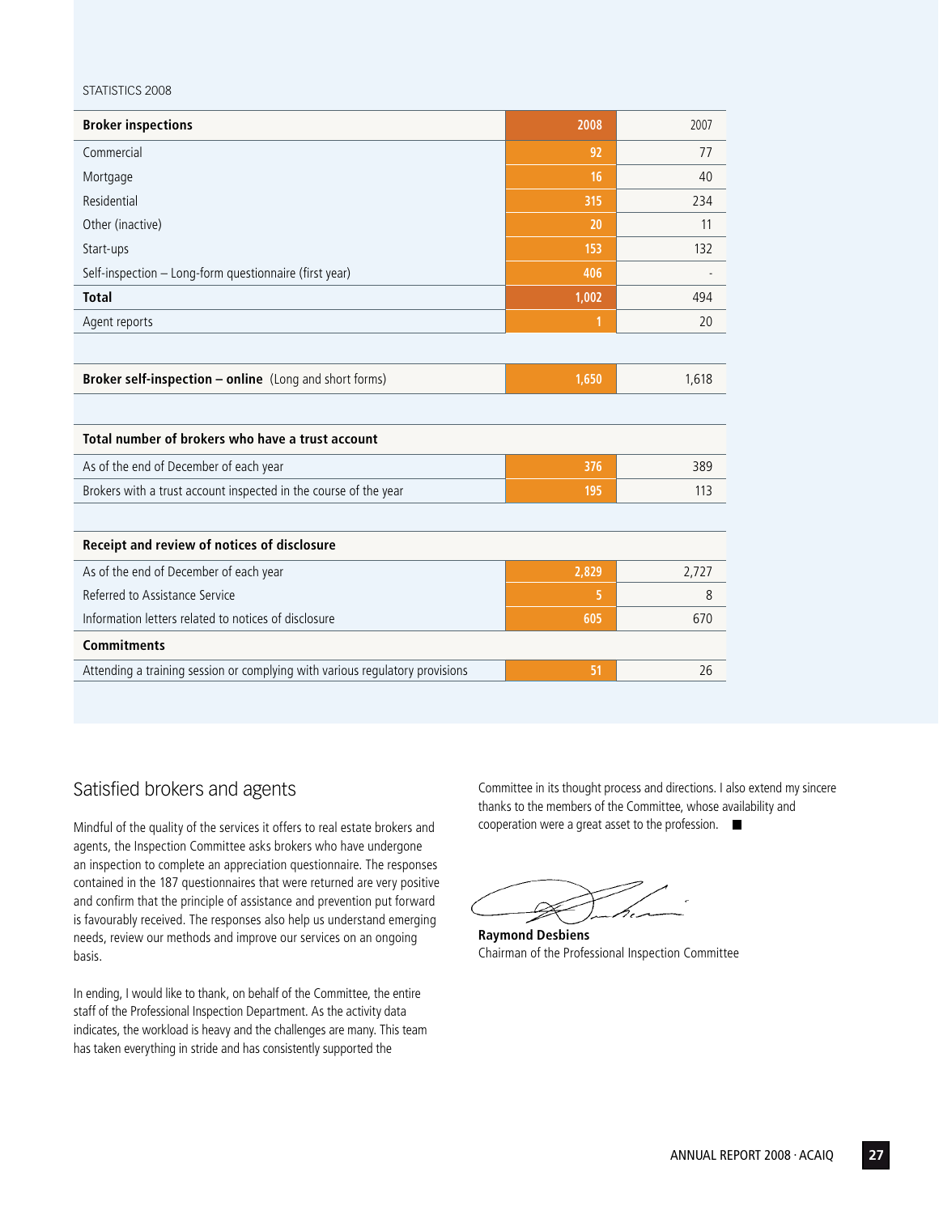STATISTICS 2008

| **Broker inspections** | **2008** | 2007 |
|---|---|---|
| Commercial | 92 | 77 |
| Mortgage | 16 | 40 |
| Residential | 315 | 234 |
| Other (inactive) | 20 | 11 |
| Start-ups | 153 | 132 |
| Self-inspection – Long-form questionnaire (first year) | 406 | - |
| **Total** | 1,002 | 494 |
| Agent reports | 1 | 20 |
| | | |
| **Broker self-inspection – online** (Long and short forms) | 1,650 | 1,618 |
| | | |
| **Total number of brokers who have a trust account** | | |
| As of the end of December of each year | 376 | 389 |
| Brokers with a trust account inspected in the course of the year | 195 | 113 |
| | | |
| **Receipt and review of notices of disclosure** | | |
| As of the end of December of each year | 2,829 | 2,727 |
| Referred to Assistance Service | 5 | 8 |
| Information letters related to notices of disclosure | 605 | 670 |
| **Commitments** | | |
| Attending a training session or complying with various regulatory provisions | 51 | 26 |

## Satisfied brokers and agents

Mindful of the quality of the services it offers to real estate brokers and agents, the Inspection Committee asks brokers who have undergone an inspection to complete an appreciation questionnaire. The responses contained in the 187 questionnaires that were returned are very positive and confirm that the principle of assistance and prevention put forward is favourably received. The responses also help us understand emerging needs, review our methods and improve our services on an ongoing basis.

In ending, I would like to thank, on behalf of the Committee, the entire staff of the Professional Inspection Department. As the activity data indicates, the workload is heavy and the challenges are many. This team has taken everything in stride and has consistently supported the Committee in its thought process and directions. I also extend my sincere thanks to the members of the Committee, whose availability and cooperation were a great asset to the profession. ■

**Raymond Desbiens**
Chairman of the Professional Inspection Committee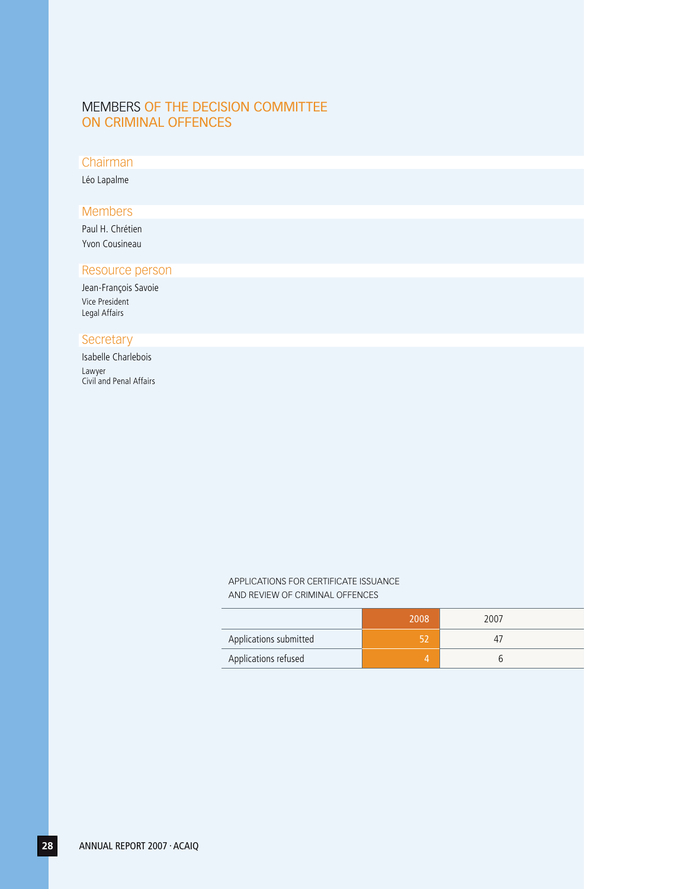# MEMBERS OF THE DECISION COMMITTEE ON CRIMINAL OFFENCES

## Chairman

Léo Lapalme

## Members

Paul H. Chrétien

Yvon Cousineau

## Resource person

Jean-François Savoie
Vice President
Legal Affairs

## Secretary

Isabelle Charlebois
Lawyer
Civil and Penal Affairs

APPLICATIONS FOR CERTIFICATE ISSUANCE AND REVIEW OF CRIMINAL OFFENCES

| | 2008 | 2007 |
|---|---|---|
| Applications submitted | 52 | 47 |
| Applications refused | 4 | 6 |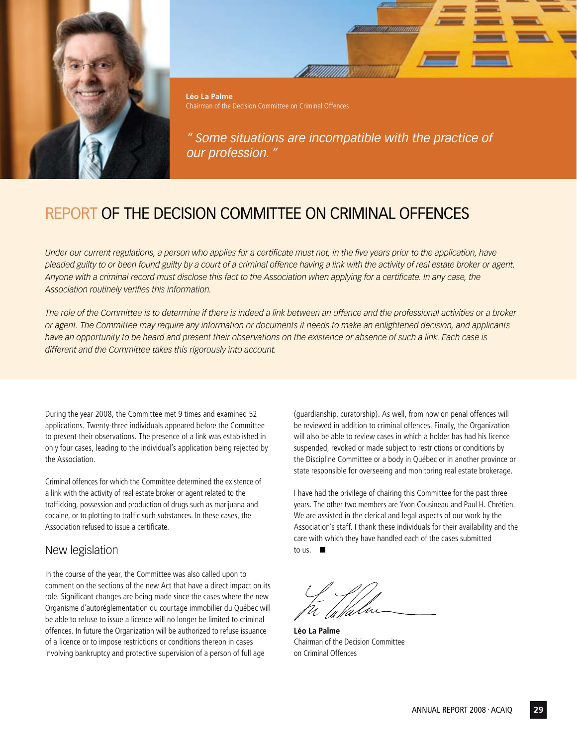**Léo La Palme**
Chairman of the Decision Committee on Criminal Offences

*" Some situations are incompatible with the practice of our profession. "*

# REPORT OF THE DECISION COMMITTEE ON CRIMINAL OFFENCES

*Under our current regulations, a person who applies for a certificate must not, in the five years prior to the application, have pleaded guilty to or been found guilty by a court of a criminal offence having a link with the activity of real estate broker or agent. Anyone with a criminal record must disclose this fact to the Association when applying for a certificate. In any case, the Association routinely verifies this information.*

*The role of the Committee is to determine if there is indeed a link between an offence and the professional activities or a broker or agent. The Committee may require any information or documents it needs to make an enlightened decision, and applicants have an opportunity to be heard and present their observations on the existence or absence of such a link. Each case is different and the Committee takes this rigorously into account.*

During the year 2008, the Committee met 9 times and examined 52 applications. Twenty-three individuals appeared before the Committee to present their observations. The presence of a link was established in only four cases, leading to the individual's application being rejected by the Association.

Criminal offences for which the Committee determined the existence of a link with the activity of real estate broker or agent related to the trafficking, possession and production of drugs such as marijuana and cocaine, or to plotting to traffic such substances. In these cases, the Association refused to issue a certificate.

## New legislation

In the course of the year, the Committee was also called upon to comment on the sections of the new Act that have a direct impact on its role. Significant changes are being made since the cases where the new Organisme d'autoréglementation du courtage immobilier du Québec will be able to refuse to issue a licence will no longer be limited to criminal offences. In future the Organization will be authorized to refuse issuance of a licence or to impose restrictions or conditions thereon in cases involving bankruptcy and protective supervision of a person of full age (guardianship, curatorship). As well, from now on penal offences will be reviewed in addition to criminal offences. Finally, the Organization will also be able to review cases in which a holder has had his licence suspended, revoked or made subject to restrictions or conditions by the Discipline Committee or a body in Québec or in another province or state responsible for overseeing and monitoring real estate brokerage.

I have had the privilege of chairing this Committee for the past three years. The other two members are Yvon Cousineau and Paul H. Chrétien. We are assisted in the clerical and legal aspects of our work by the Association's staff. I thank these individuals for their availability and the care with which they have handled each of the cases submitted to us. ■

**Léo La Palme**
Chairman of the Decision Committee on Criminal Offences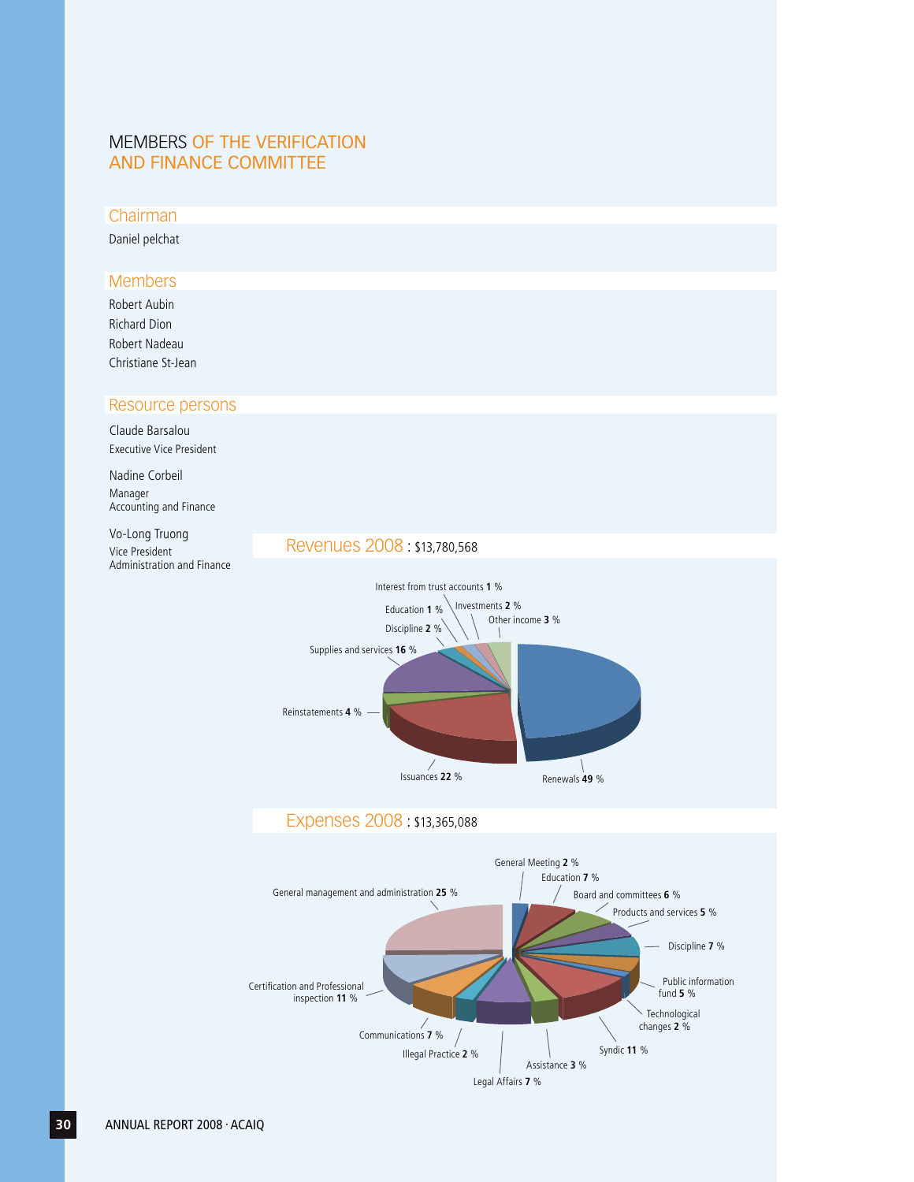# MEMBERS OF THE VERIFICATION AND FINANCE COMMITTEE

## Chairman

Daniel pelchat

## Members

Robert Aubin
Richard Dion
Robert Nadeau
Christiane St-Jean

## Resource persons

Claude Barsalou
Executive Vice President

Nadine Corbeil
Manager
Accounting and Finance

Vo-Long Truong
Vice President
Administration and Finance

## Revenues 2008 : $13,780,568

Interest from trust accounts **1** %
Education **1** %
Investments **2** %
Other income **3** %
Discipline **2** %
Supplies and services **16** %
Reinstatements **4** %
Issuances **22** %
Renewals **49** %

## Expenses 2008 : $13,365,088

General Meeting **2** %
Education **7** %
General management and administration **25** %
Board and committees **6** %
Products and services **5** %
Discipline **7** %
Public information fund **5** %
Certification and Professional inspection **11** %
Technological changes **2** %
Communications **7** %
Syndic **11** %
Illegal Practice **2** %
Assistance **3** %
Legal Affairs **7** %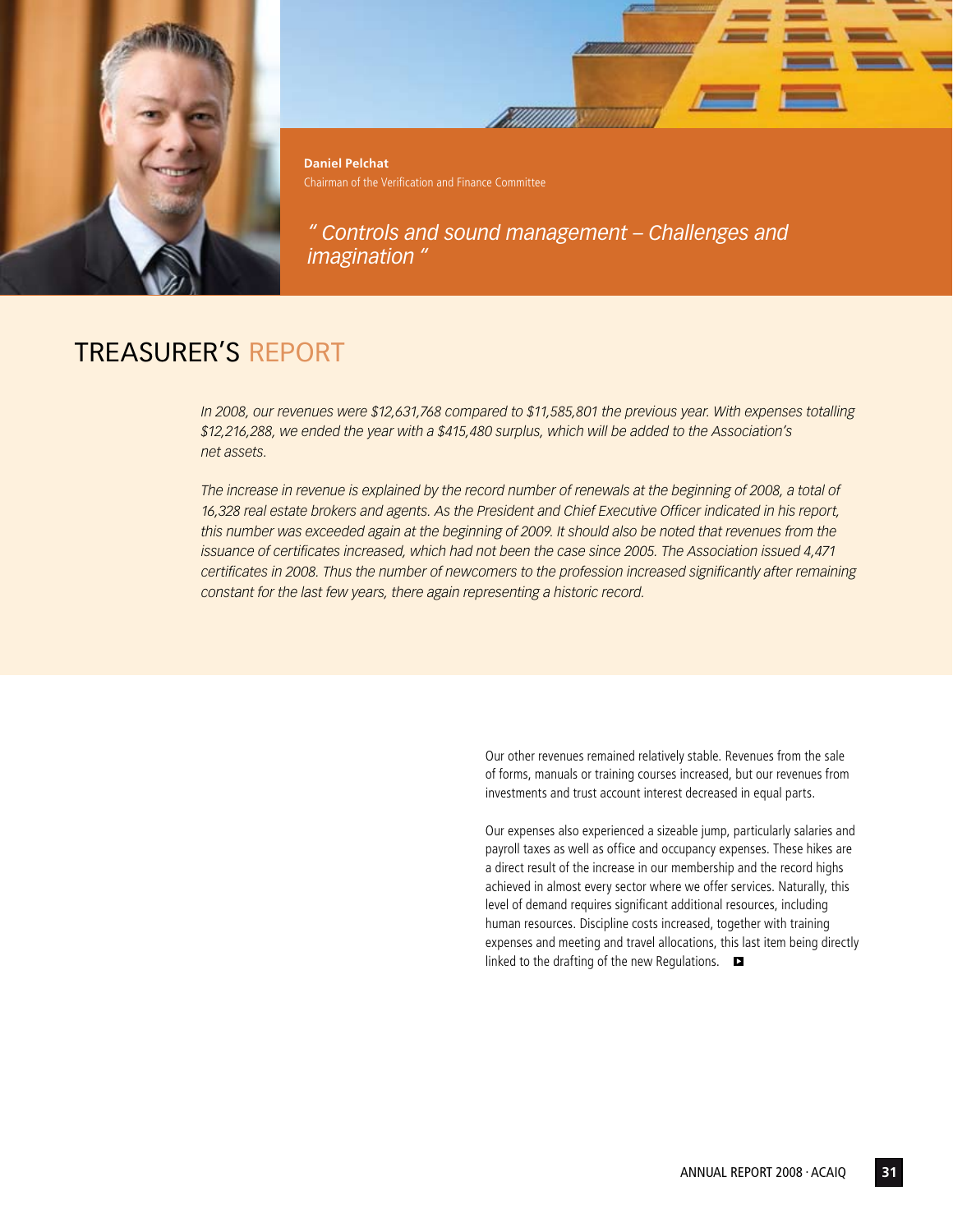**Daniel Pelchat**
Chairman of the Verification and Finance Committee

*" Controls and sound management – Challenges and imagination "*

# TREASURER'S REPORT

*In 2008, our revenues were $12,631,768 compared to $11,585,801 the previous year. With expenses totalling $12,216,288, we ended the year with a $415,480 surplus, which will be added to the Association's net assets.*

*The increase in revenue is explained by the record number of renewals at the beginning of 2008, a total of 16,328 real estate brokers and agents. As the President and Chief Executive Officer indicated in his report, this number was exceeded again at the beginning of 2009. It should also be noted that revenues from the issuance of certificates increased, which had not been the case since 2005. The Association issued 4,471 certificates in 2008. Thus the number of newcomers to the profession increased significantly after remaining constant for the last few years, there again representing a historic record.*

Our other revenues remained relatively stable. Revenues from the sale of forms, manuals or training courses increased, but our revenues from investments and trust account interest decreased in equal parts.

Our expenses also experienced a sizeable jump, particularly salaries and payroll taxes as well as office and occupancy expenses. These hikes are a direct result of the increase in our membership and the record highs achieved in almost every sector where we offer services. Naturally, this level of demand requires significant additional resources, including human resources. Discipline costs increased, together with training expenses and meeting and travel allocations, this last item being directly linked to the drafting of the new Regulations.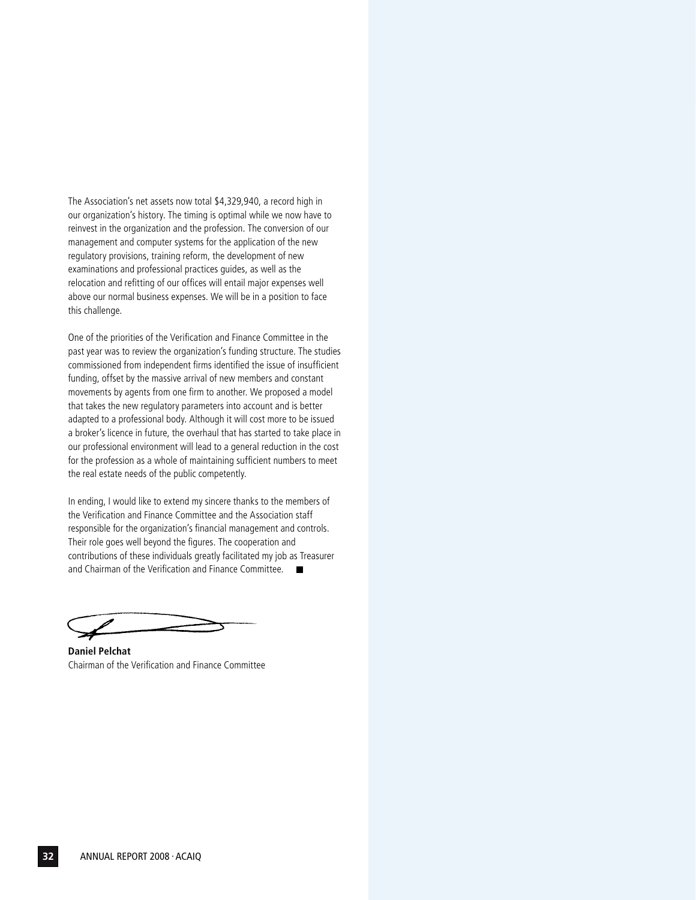The Association's net assets now total $4,329,940, a record high in our organization's history. The timing is optimal while we now have to reinvest in the organization and the profession. The conversion of our management and computer systems for the application of the new regulatory provisions, training reform, the development of new examinations and professional practices guides, as well as the relocation and refitting of our offices will entail major expenses well above our normal business expenses. We will be in a position to face this challenge.

One of the priorities of the Verification and Finance Committee in the past year was to review the organization's funding structure. The studies commissioned from independent firms identified the issue of insufficient funding, offset by the massive arrival of new members and constant movements by agents from one firm to another. We proposed a model that takes the new regulatory parameters into account and is better adapted to a professional body. Although it will cost more to be issued a broker's licence in future, the overhaul that has started to take place in our professional environment will lead to a general reduction in the cost for the profession as a whole of maintaining sufficient numbers to meet the real estate needs of the public competently.

In ending, I would like to extend my sincere thanks to the members of the Verification and Finance Committee and the Association staff responsible for the organization's financial management and controls. Their role goes well beyond the figures. The cooperation and contributions of these individuals greatly facilitated my job as Treasurer and Chairman of the Verification and Finance Committee. ■

**Daniel Pelchat**
Chairman of the Verification and Finance Committee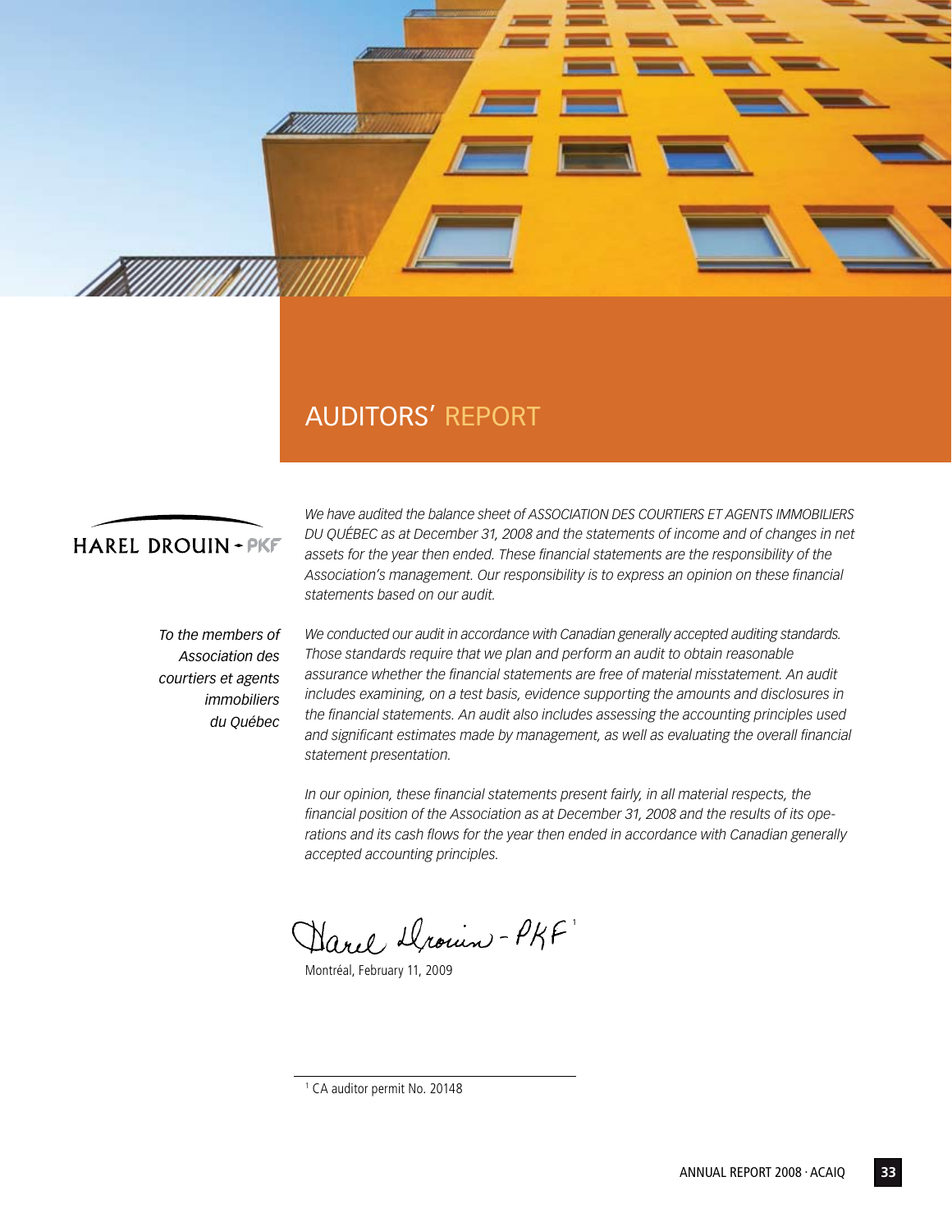# AUDITORS' REPORT

HAREL DROUIN - PKF

*To the members of Association des courtiers et agents immobiliers du Québec*

*We have audited the balance sheet of ASSOCIATION DES COURTIERS ET AGENTS IMMOBILIERS DU QUÉBEC as at December 31, 2008 and the statements of income and of changes in net assets for the year then ended. These financial statements are the responsibility of the Association's management. Our responsibility is to express an opinion on these financial statements based on our audit.*

*We conducted our audit in accordance with Canadian generally accepted auditing standards. Those standards require that we plan and perform an audit to obtain reasonable assurance whether the financial statements are free of material misstatement. An audit includes examining, on a test basis, evidence supporting the amounts and disclosures in the financial statements. An audit also includes assessing the accounting principles used and significant estimates made by management, as well as evaluating the overall financial statement presentation.*

*In our opinion, these financial statements present fairly, in all material respects, the financial position of the Association as at December 31, 2008 and the results of its operations and its cash flows for the year then ended in accordance with Canadian generally accepted accounting principles.*

Harel Drouin - PKF [1]

Montréal, February 11, 2009

[1] CA auditor permit No. 20148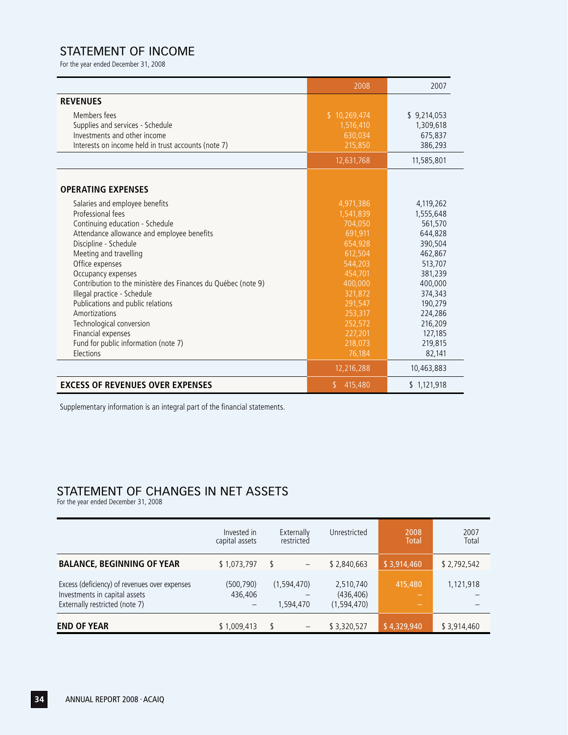## STATEMENT OF INCOME

For the year ended December 31, 2008

| | 2008 | 2007 |
|---|---|---|
| **REVENUES** | | |
| Members fees | $ 10,269,474 | $ 9,214,053 |
| Supplies and services - Schedule | 1,516,410 | 1,309,618 |
| Investments and other income | 630,034 | 675,837 |
| Interests on income held in trust accounts (note 7) | 215,850 | 386,293 |
| | 12,631,768 | 11,585,801 |
| **OPERATING EXPENSES** | | |
| Salaries and employee benefits | 4,971,386 | 4,119,262 |
| Professional fees | 1,541,839 | 1,555,648 |
| Continuing education - Schedule | 704,050 | 561,570 |
| Attendance allowance and employee benefits | 691,911 | 644,828 |
| Discipline - Schedule | 654,928 | 390,504 |
| Meeting and travelling | 612,504 | 462,867 |
| Office expenses | 544,203 | 513,707 |
| Occupancy expenses | 454,701 | 381,239 |
| Contribution to the ministère des Finances du Québec (note 9) | 400,000 | 400,000 |
| Illegal practice - Schedule | 321,872 | 374,343 |
| Publications and public relations | 291,547 | 190,279 |
| Amortizations | 253,317 | 224,286 |
| Technological conversion | 252,572 | 216,209 |
| Financial expenses | 227,201 | 127,185 |
| Fund for public information (note 7) | 218,073 | 219,815 |
| Elections | 76,184 | 82,141 |
| | 12,216,288 | 10,463,883 |
| **EXCESS OF REVENUES OVER EXPENSES** | $ 415,480 | $ 1,121,918 |

Supplementary information is an integral part of the financial statements.

## STATEMENT OF CHANGES IN NET ASSETS

For the year ended December 31, 2008

| | Invested in capital assets | Externally restricted | Unrestricted | 2008 Total | 2007 Total |
|---|---|---|---|---|---|
| **BALANCE, BEGINNING OF YEAR** | $ 1,073,797 | $ – | $ 2,840,663 | $ 3,914,460 | $ 2,792,542 |
| Excess (deficiency) of revenues over expenses | (500,790) | (1,594,470) | 2,510,740 | 415,480 | 1,121,918 |
| Investments in capital assets | 436,406 | – | (436,406) | – | – |
| Externally restricted (note 7) | – | 1,594,470 | (1,594,470) | – | – |
| **END OF YEAR** | $ 1,009,413 | $ – | $ 3,320,527 | $ 4,329,940 | $ 3,914,460 |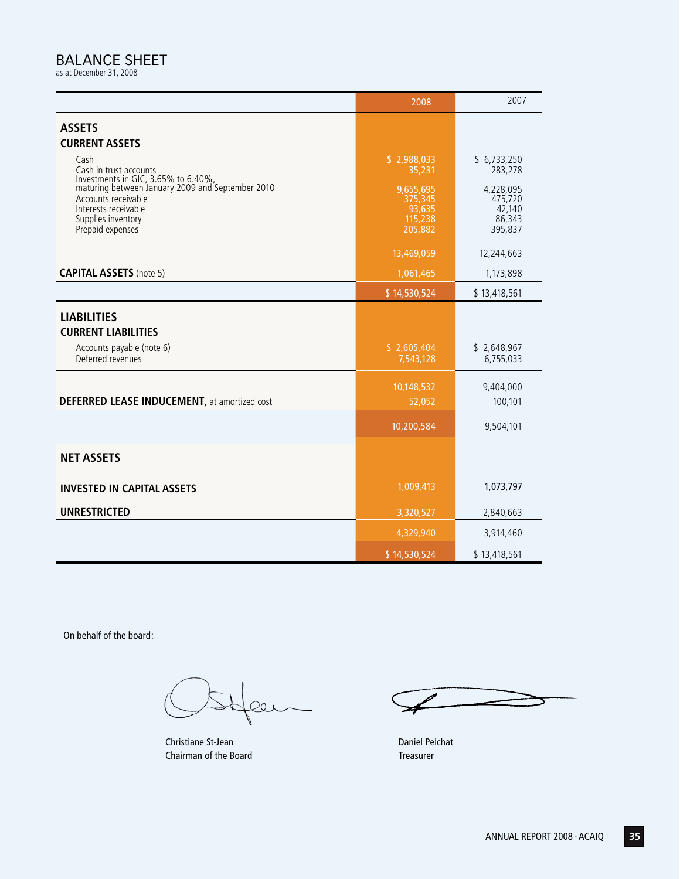# BALANCE SHEET

as at December 31, 2008

| | 2008 | 2007 |
|---|---|---|
| **ASSETS** | | |
| **CURRENT ASSETS** | | |
| Cash | $ 2,988,033 | $ 6,733,250 |
| Cash in trust accounts | 35,231 | 283,278 |
| Investments in GIC, 3.65% to 6.40%, maturing between January 2009 and September 2010 | 9,655,695 | 4,228,095 |
| Accounts receivable | 375,345 | 475,720 |
| Interests receivable | 93,635 | 42,140 |
| Supplies inventory | 115,238 | 86,343 |
| Prepaid expenses | 205,882 | 395,837 |
| | 13,469,059 | 12,244,663 |
| **CAPITAL ASSETS** (note 5) | 1,061,465 | 1,173,898 |
| | $ 14,530,524 | $ 13,418,561 |
| **LIABILITIES** | | |
| **CURRENT LIABILITIES** | | |
| Accounts payable (note 6) | $ 2,605,404 | $ 2,648,967 |
| Deferred revenues | 7,543,128 | 6,755,033 |
| | 10,148,532 | 9,404,000 |
| **DEFERRED LEASE INDUCEMENT**, at amortized cost | 52,052 | 100,101 |
| | 10,200,584 | 9,504,101 |
| **NET ASSETS** | | |
| **INVESTED IN CAPITAL ASSETS** | 1,009,413 | 1,073,797 |
| **UNRESTRICTED** | 3,320,527 | 2,840,663 |
| | 4,329,940 | 3,914,460 |
| | $ 14,530,524 | $ 13,418,561 |

On behalf of the board:

Christiane St-Jean
Chairman of the Board

Daniel Pelchat
Treasurer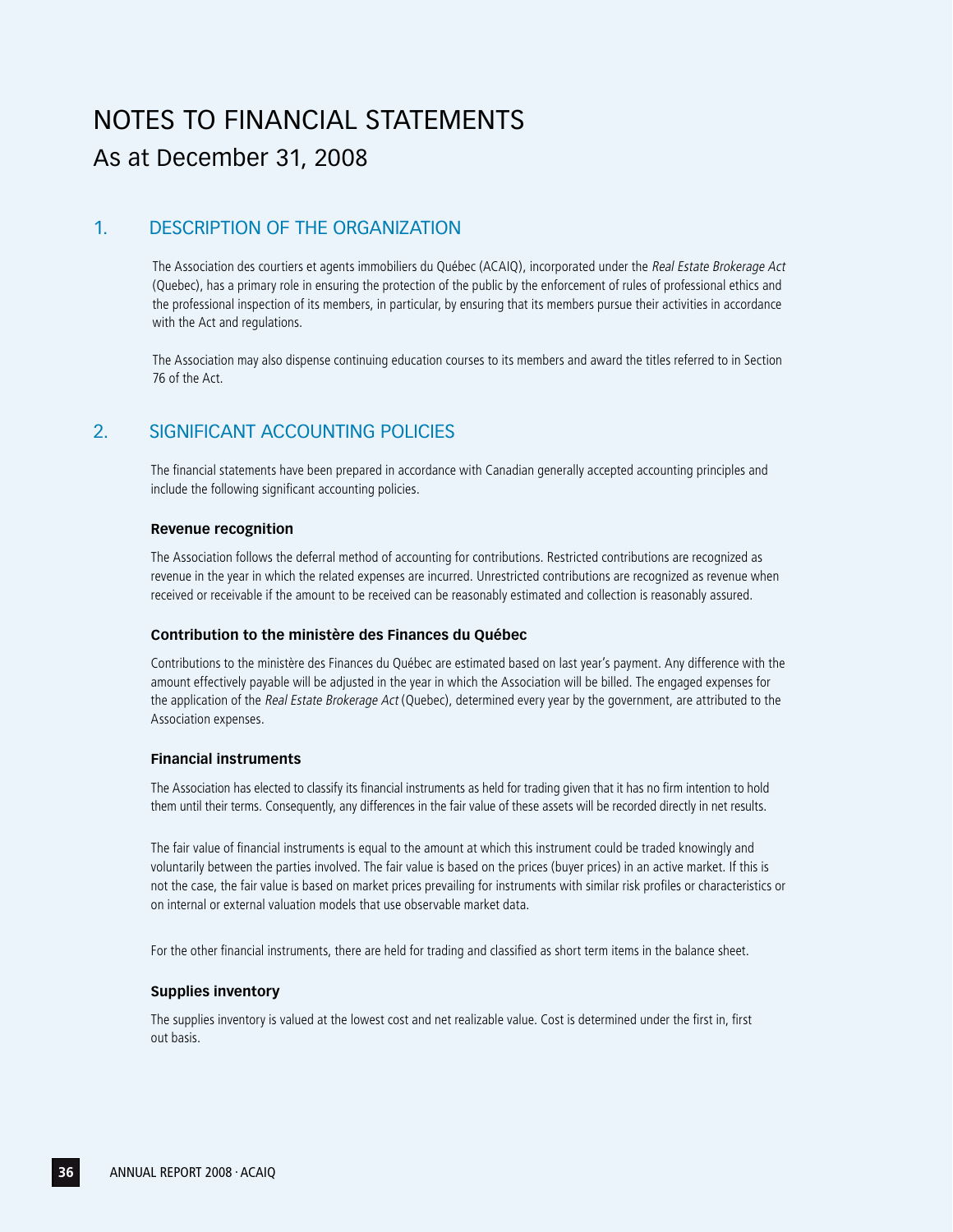# NOTES TO FINANCIAL STATEMENTS

## As at December 31, 2008

## 1. DESCRIPTION OF THE ORGANIZATION

The Association des courtiers et agents immobiliers du Québec (ACAIQ), incorporated under the *Real Estate Brokerage Act* (Quebec), has a primary role in ensuring the protection of the public by the enforcement of rules of professional ethics and the professional inspection of its members, in particular, by ensuring that its members pursue their activities in accordance with the Act and regulations.

The Association may also dispense continuing education courses to its members and award the titles referred to in Section 76 of the Act.

## 2. SIGNIFICANT ACCOUNTING POLICIES

The financial statements have been prepared in accordance with Canadian generally accepted accounting principles and include the following significant accounting policies.

### Revenue recognition

The Association follows the deferral method of accounting for contributions. Restricted contributions are recognized as revenue in the year in which the related expenses are incurred. Unrestricted contributions are recognized as revenue when received or receivable if the amount to be received can be reasonably estimated and collection is reasonably assured.

### Contribution to the ministère des Finances du Québec

Contributions to the ministère des Finances du Québec are estimated based on last year's payment. Any difference with the amount effectively payable will be adjusted in the year in which the Association will be billed. The engaged expenses for the application of the *Real Estate Brokerage Act* (Quebec), determined every year by the government, are attributed to the Association expenses.

### Financial instruments

The Association has elected to classify its financial instruments as held for trading given that it has no firm intention to hold them until their terms. Consequently, any differences in the fair value of these assets will be recorded directly in net results.

The fair value of financial instruments is equal to the amount at which this instrument could be traded knowingly and voluntarily between the parties involved. The fair value is based on the prices (buyer prices) in an active market. If this is not the case, the fair value is based on market prices prevailing for instruments with similar risk profiles or characteristics or on internal or external valuation models that use observable market data.

For the other financial instruments, there are held for trading and classified as short term items in the balance sheet.

### Supplies inventory

The supplies inventory is valued at the lowest cost and net realizable value. Cost is determined under the first in, first out basis.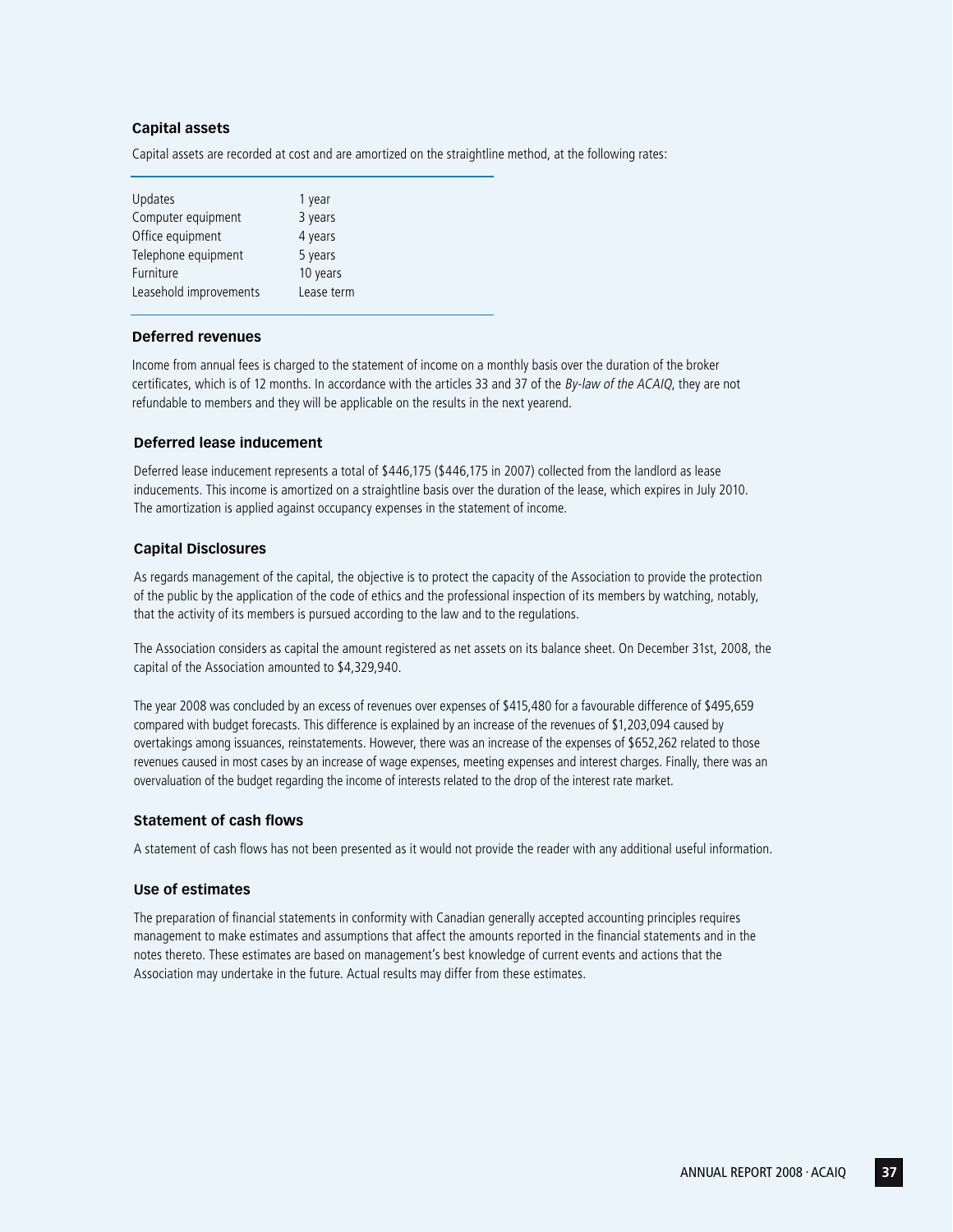### Capital assets

Capital assets are recorded at cost and are amortized on the straightline method, at the following rates:

| | |
|---|---|
| Updates | 1 year |
| Computer equipment | 3 years |
| Office equipment | 4 years |
| Telephone equipment | 5 years |
| Furniture | 10 years |
| Leasehold improvements | Lease term |

### Deferred revenues

Income from annual fees is charged to the statement of income on a monthly basis over the duration of the broker certificates, which is of 12 months. In accordance with the articles 33 and 37 of the *By-law of the ACAIQ*, they are not refundable to members and they will be applicable on the results in the next yearend.

### Deferred lease inducement

Deferred lease inducement represents a total of $446,175 ($446,175 in 2007) collected from the landlord as lease inducements. This income is amortized on a straightline basis over the duration of the lease, which expires in July 2010. The amortization is applied against occupancy expenses in the statement of income.

### Capital Disclosures

As regards management of the capital, the objective is to protect the capacity of the Association to provide the protection of the public by the application of the code of ethics and the professional inspection of its members by watching, notably, that the activity of its members is pursued according to the law and to the regulations.

The Association considers as capital the amount registered as net assets on its balance sheet. On December 31st, 2008, the capital of the Association amounted to $4,329,940.

The year 2008 was concluded by an excess of revenues over expenses of $415,480 for a favourable difference of $495,659 compared with budget forecasts. This difference is explained by an increase of the revenues of $1,203,094 caused by overtakings among issuances, reinstatements. However, there was an increase of the expenses of $652,262 related to those revenues caused in most cases by an increase of wage expenses, meeting expenses and interest charges. Finally, there was an overvaluation of the budget regarding the income of interests related to the drop of the interest rate market.

### Statement of cash flows

A statement of cash flows has not been presented as it would not provide the reader with any additional useful information.

### Use of estimates

The preparation of financial statements in conformity with Canadian generally accepted accounting principles requires management to make estimates and assumptions that affect the amounts reported in the financial statements and in the notes thereto. These estimates are based on management's best knowledge of current events and actions that the Association may undertake in the future. Actual results may differ from these estimates.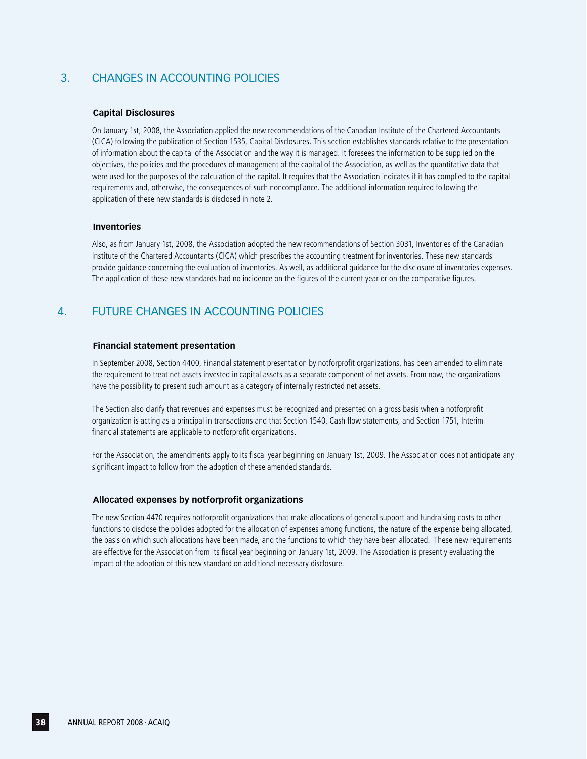## 3. CHANGES IN ACCOUNTING POLICIES

### Capital Disclosures

On January 1st, 2008, the Association applied the new recommendations of the Canadian Institute of the Chartered Accountants (CICA) following the publication of Section 1535, Capital Disclosures. This section establishes standards relative to the presentation of information about the capital of the Association and the way it is managed. It foresees the information to be supplied on the objectives, the policies and the procedures of management of the capital of the Association, as well as the quantitative data that were used for the purposes of the calculation of the capital. It requires that the Association indicates if it has complied to the capital requirements and, otherwise, the consequences of such noncompliance. The additional information required following the application of these new standards is disclosed in note 2.

### Inventories

Also, as from January 1st, 2008, the Association adopted the new recommendations of Section 3031, Inventories of the Canadian Institute of the Chartered Accountants (CICA) which prescribes the accounting treatment for inventories. These new standards provide guidance concerning the evaluation of inventories. As well, as additional guidance for the disclosure of inventories expenses. The application of these new standards had no incidence on the figures of the current year or on the comparative figures.

## 4. FUTURE CHANGES IN ACCOUNTING POLICIES

### Financial statement presentation

In September 2008, Section 4400, Financial statement presentation by notforprofit organizations, has been amended to eliminate the requirement to treat net assets invested in capital assets as a separate component of net assets. From now, the organizations have the possibility to present such amount as a category of internally restricted net assets.

The Section also clarify that revenues and expenses must be recognized and presented on a gross basis when a notforprofit organization is acting as a principal in transactions and that Section 1540, Cash flow statements, and Section 1751, Interim financial statements are applicable to notforprofit organizations.

For the Association, the amendments apply to its fiscal year beginning on January 1st, 2009. The Association does not anticipate any significant impact to follow from the adoption of these amended standards.

### Allocated expenses by notforprofit organizations

The new Section 4470 requires notforprofit organizations that make allocations of general support and fundraising costs to other functions to disclose the policies adopted for the allocation of expenses among functions, the nature of the expense being allocated, the basis on which such allocations have been made, and the functions to which they have been allocated. These new requirements are effective for the Association from its fiscal year beginning on January 1st, 2009. The Association is presently evaluating the impact of the adoption of this new standard on additional necessary disclosure.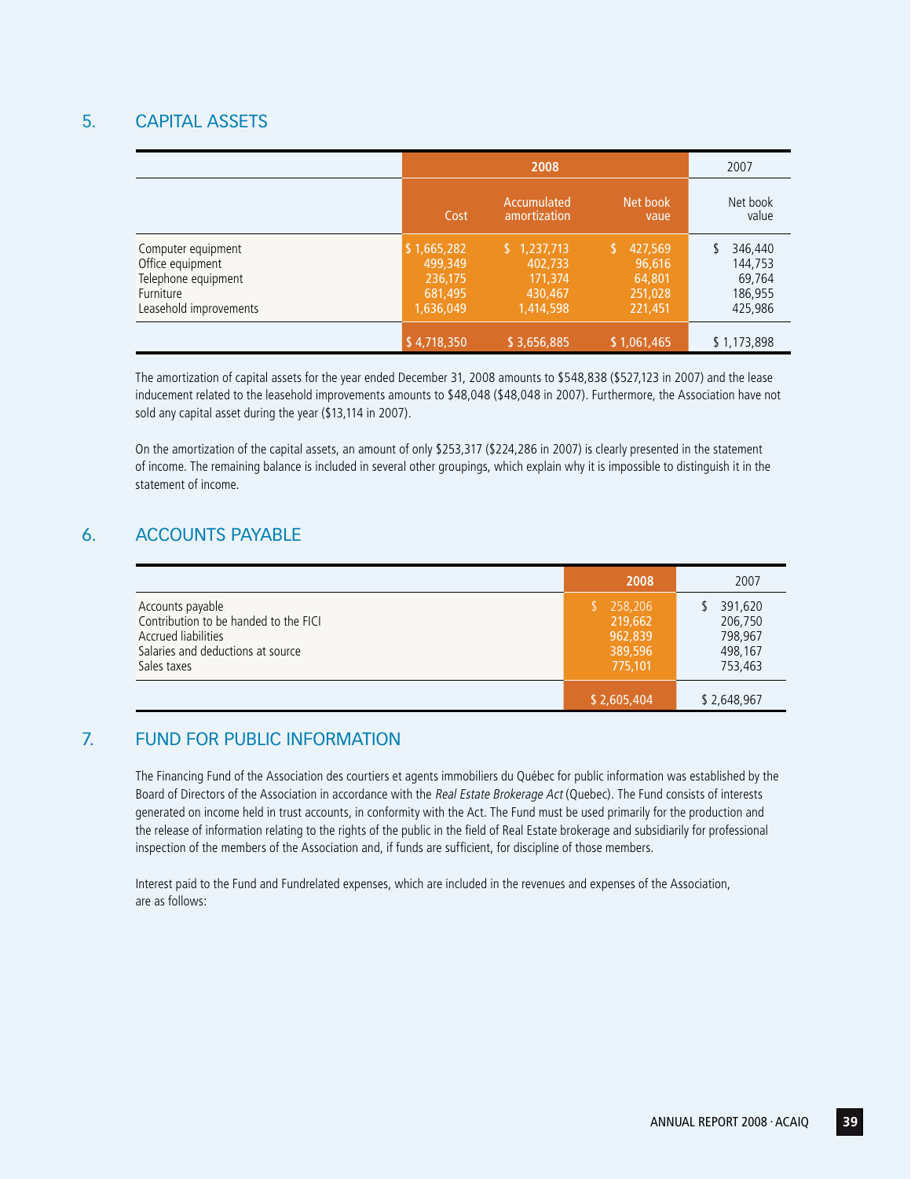## 5. CAPITAL ASSETS

| | 2008 | | | 2007 |
|---|---|---|---|---|
| | Cost | Accumulated amortization | Net book vaue | Net book value |
| Computer equipment | $ 1,665,282 | $ 1,237,713 | $ 427,569 | $ 346,440 |
| Office equipment | 499,349 | 402,733 | 96,616 | 144,753 |
| Telephone equipment | 236,175 | 171,374 | 64,801 | 69,764 |
| Furniture | 681,495 | 430,467 | 251,028 | 186,955 |
| Leasehold improvements | 1,636,049 | 1,414,598 | 221,451 | 425,986 |
| | $ 4,718,350 | $ 3,656,885 | $ 1,061,465 | $ 1,173,898 |

The amortization of capital assets for the year ended December 31, 2008 amounts to $548,838 ($527,123 in 2007) and the lease inducement related to the leasehold improvements amounts to $48,048 ($48,048 in 2007). Furthermore, the Association have not sold any capital asset during the year ($13,114 in 2007).

On the amortization of the capital assets, an amount of only $253,317 ($224,286 in 2007) is clearly presented in the statement of income. The remaining balance is included in several other groupings, which explain why it is impossible to distinguish it in the statement of income.

## 6. ACCOUNTS PAYABLE

| | 2008 | 2007 |
|---|---|---|
| Accounts payable | $ 258,206 | $ 391,620 |
| Contribution to be handed to the FICI | 219,662 | 206,750 |
| Accrued liabilities | 962,839 | 798,967 |
| Salaries and deductions at source | 389,596 | 498,167 |
| Sales taxes | 775,101 | 753,463 |
| | $ 2,605,404 | $ 2,648,967 |

## 7. FUND FOR PUBLIC INFORMATION

The Financing Fund of the Association des courtiers et agents immobiliers du Québec for public information was established by the Board of Directors of the Association in accordance with the *Real Estate Brokerage Act* (Quebec). The Fund consists of interests generated on income held in trust accounts, in conformity with the Act. The Fund must be used primarily for the production and the release of information relating to the rights of the public in the field of Real Estate brokerage and subsidiarily for professional inspection of the members of the Association and, if funds are sufficient, for discipline of those members.

Interest paid to the Fund and Fundrelated expenses, which are included in the revenues and expenses of the Association, are as follows: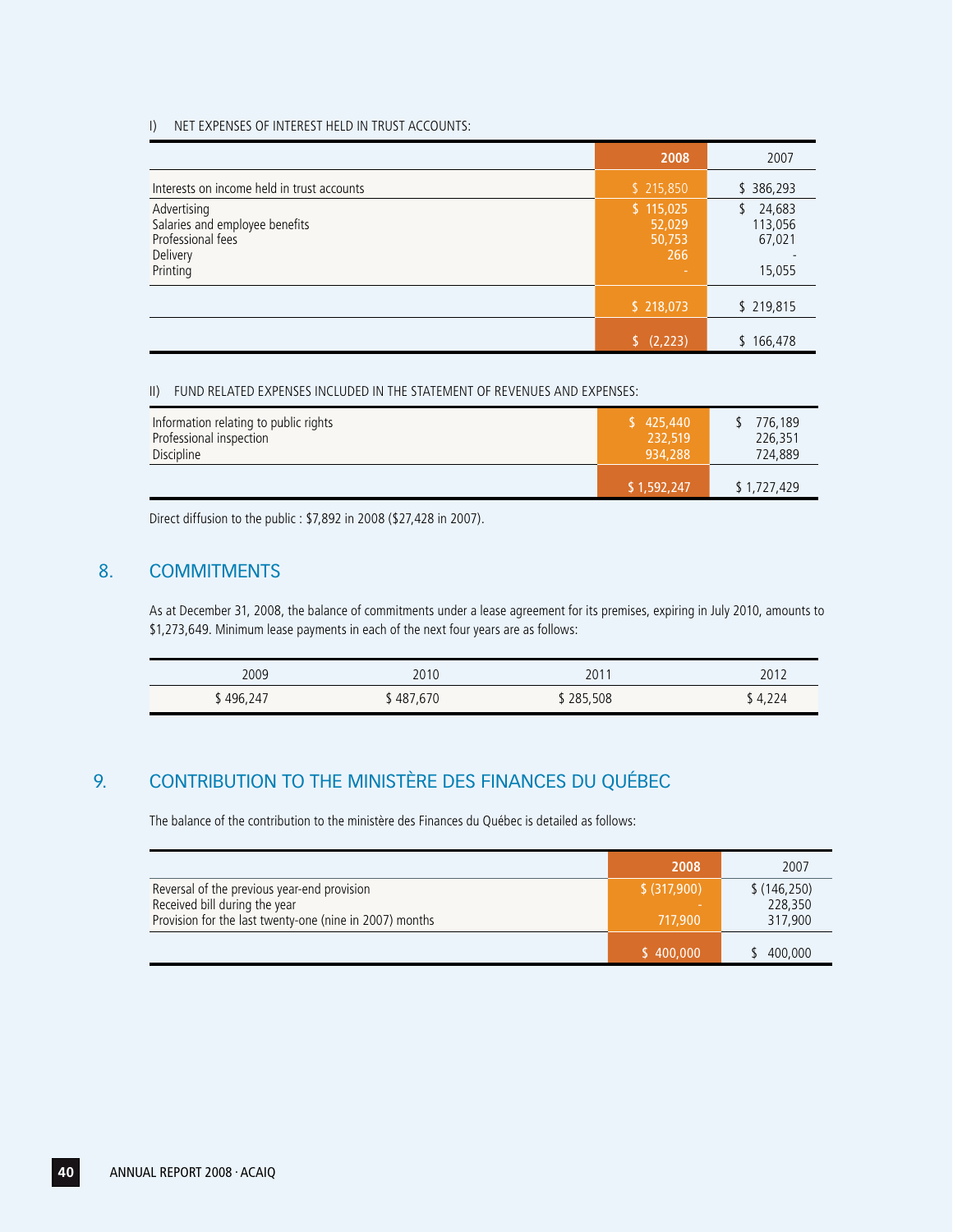I) NET EXPENSES OF INTEREST HELD IN TRUST ACCOUNTS:

| | 2008 | 2007 |
|---|---|---|
| Interests on income held in trust accounts | $ 215,850 | $ 386,293 |
| Advertising | $ 115,025 | $ 24,683 |
| Salaries and employee benefits | 52,029 | 113,056 |
| Professional fees | 50,753 | 67,021 |
| Delivery | 266 | - |
| Printing | - | 15,055 |
| | $ 218,073 | $ 219,815 |
| | $ (2,223) | $ 166,478 |

II) FUND RELATED EXPENSES INCLUDED IN THE STATEMENT OF REVENUES AND EXPENSES:

| | 2008 | 2007 |
|---|---|---|
| Information relating to public rights | $ 425,440 | $ 776,189 |
| Professional inspection | 232,519 | 226,351 |
| Discipline | 934,288 | 724,889 |
| | $ 1,592,247 | $ 1,727,429 |

Direct diffusion to the public : $7,892 in 2008 ($27,428 in 2007).

## 8. COMMITMENTS

As at December 31, 2008, the balance of commitments under a lease agreement for its premises, expiring in July 2010, amounts to $1,273,649. Minimum lease payments in each of the next four years are as follows:

| 2009 | 2010 | 2011 | 2012 |
|---|---|---|---|
| $ 496,247 | $ 487,670 | $ 285,508 | $ 4,224 |

## 9. CONTRIBUTION TO THE MINISTÈRE DES FINANCES DU QUÉBEC

The balance of the contribution to the ministère des Finances du Québec is detailed as follows:

| | 2008 | 2007 |
|---|---|---|
| Reversal of the previous year-end provision | $ (317,900) | $ (146,250) |
| Received bill during the year | - | 228,350 |
| Provision for the last twenty-one (nine in 2007) months | 717,900 | 317,900 |
| | $ 400,000 | $ 400,000 |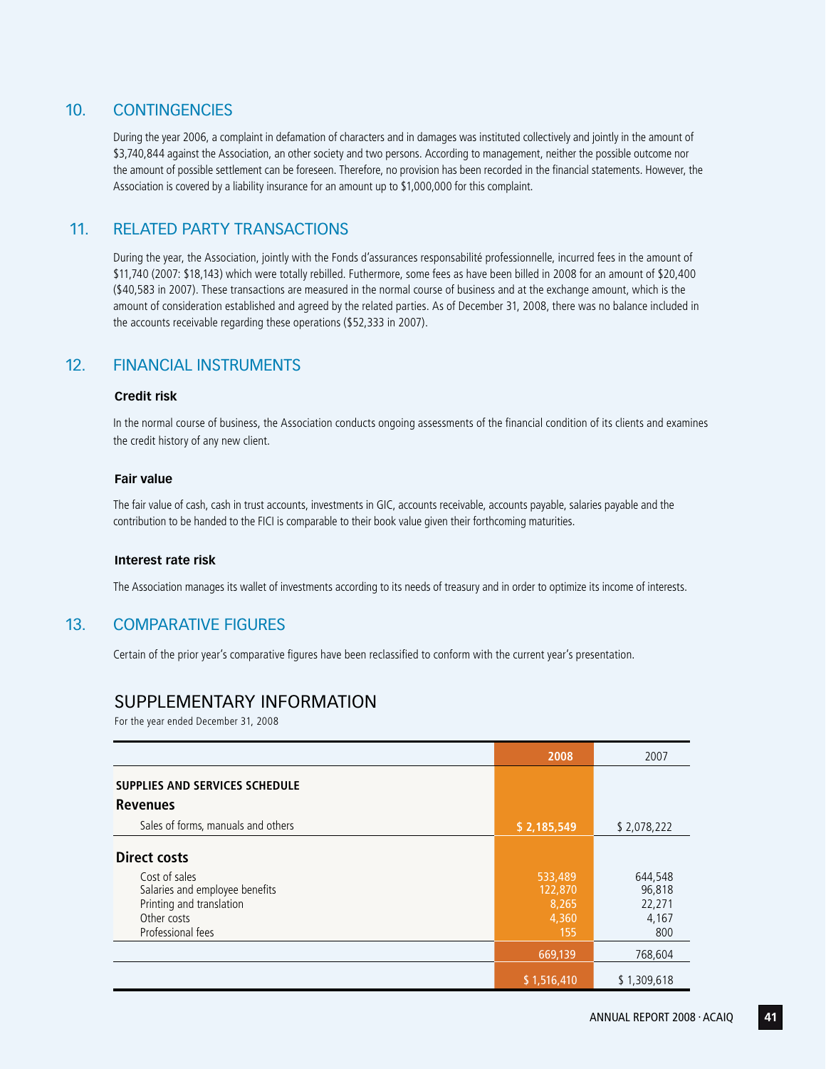## 10. CONTINGENCIES

During the year 2006, a complaint in defamation of characters and in damages was instituted collectively and jointly in the amount of $3,740,844 against the Association, an other society and two persons. According to management, neither the possible outcome nor the amount of possible settlement can be foreseen. Therefore, no provision has been recorded in the financial statements. However, the Association is covered by a liability insurance for an amount up to $1,000,000 for this complaint.

## 11. RELATED PARTY TRANSACTIONS

During the year, the Association, jointly with the Fonds d'assurances responsabilité professionnelle, incurred fees in the amount of $11,740 (2007: $18,143) which were totally rebilled. Futhermore, some fees as have been billed in 2008 for an amount of $20,400 ($40,583 in 2007). These transactions are measured in the normal course of business and at the exchange amount, which is the amount of consideration established and agreed by the related parties. As of December 31, 2008, there was no balance included in the accounts receivable regarding these operations ($52,333 in 2007).

## 12. FINANCIAL INSTRUMENTS

### Credit risk

In the normal course of business, the Association conducts ongoing assessments of the financial condition of its clients and examines the credit history of any new client.

### Fair value

The fair value of cash, cash in trust accounts, investments in GIC, accounts receivable, accounts payable, salaries payable and the contribution to be handed to the FICI is comparable to their book value given their forthcoming maturities.

### Interest rate risk

The Association manages its wallet of investments according to its needs of treasury and in order to optimize its income of interests.

## 13. COMPARATIVE FIGURES

Certain of the prior year's comparative figures have been reclassified to conform with the current year's presentation.

## SUPPLEMENTARY INFORMATION

For the year ended December 31, 2008

| | 2008 | 2007 |
|---|---|---|
| **SUPPLIES AND SERVICES SCHEDULE** | | |
| **Revenues** | | |
| Sales of forms, manuals and others | $ 2,185,549 | $ 2,078,222 |
| **Direct costs** | | |
| Cost of sales | 533,489 | 644,548 |
| Salaries and employee benefits | 122,870 | 96,818 |
| Printing and translation | 8,265 | 22,271 |
| Other costs | 4,360 | 4,167 |
| Professional fees | 155 | 800 |
| | 669,139 | 768,604 |
| | $ 1,516,410 | $ 1,309,618 |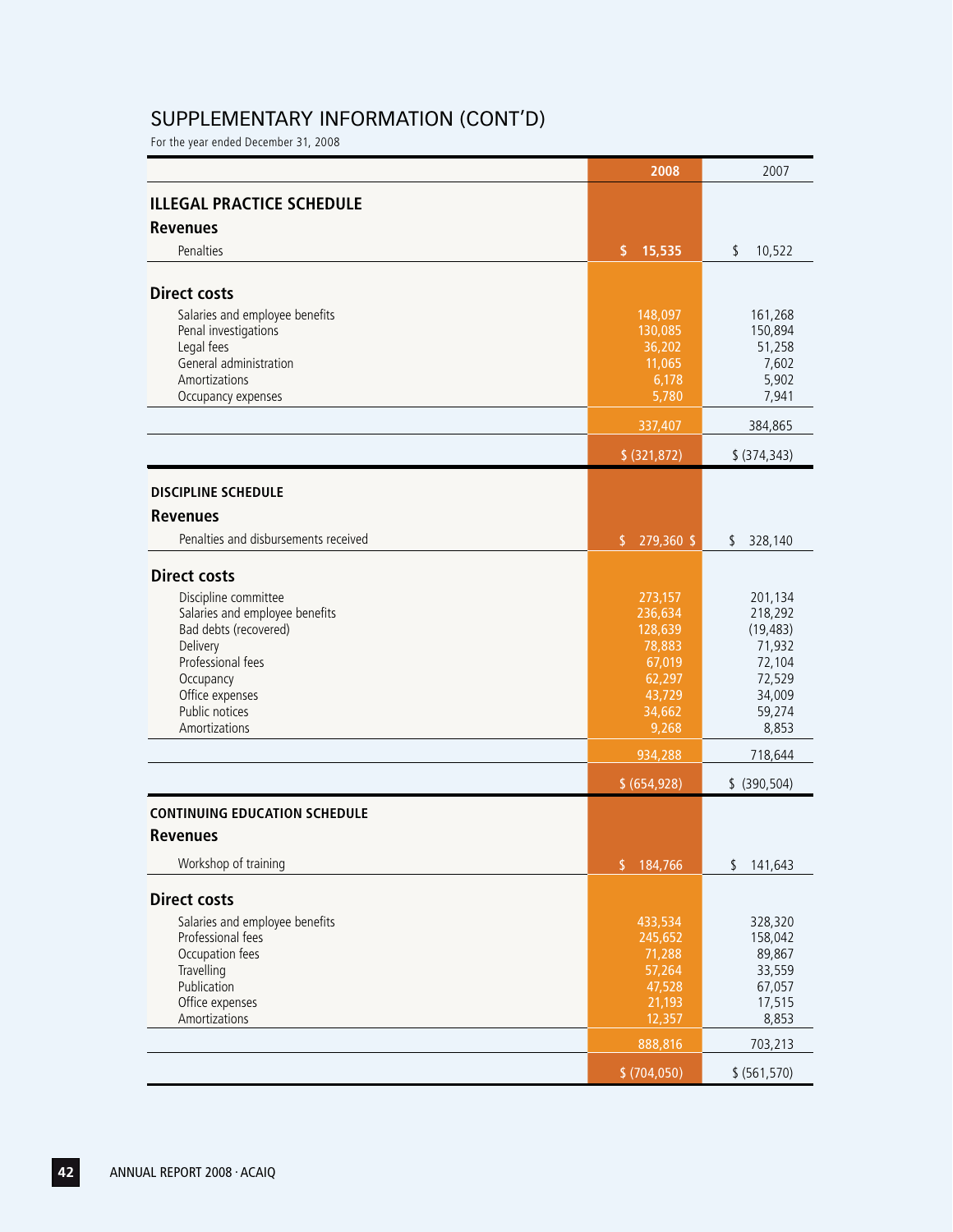# SUPPLEMENTARY INFORMATION (CONT'D)

For the year ended December 31, 2008

| | 2008 | 2007 |
|---|---|---|
| **ILLEGAL PRACTICE SCHEDULE** | | |
| **Revenues** | | |
| Penalties | **$ 15,535** | $ 10,522 |
| **Direct costs** | | |
| Salaries and employee benefits | 148,097 | 161,268 |
| Penal investigations | 130,085 | 150,894 |
| Legal fees | 36,202 | 51,258 |
| General administration | 11,065 | 7,602 |
| Amortizations | 6,178 | 5,902 |
| Occupancy expenses | 5,780 | 7,941 |
| | 337,407 | 384,865 |
| | $ (321,872) | $ (374,343) |
| **DISCIPLINE SCHEDULE** | | |
| **Revenues** | | |
| Penalties and disbursements received | $ 279,360 $ | $ 328,140 |
| **Direct costs** | | |
| Discipline committee | 273,157 | 201,134 |
| Salaries and employee benefits | 236,634 | 218,292 |
| Bad debts (recovered) | 128,639 | (19,483) |
| Delivery | 78,883 | 71,932 |
| Professional fees | 67,019 | 72,104 |
| Occupancy | 62,297 | 72,529 |
| Office expenses | 43,729 | 34,009 |
| Public notices | 34,662 | 59,274 |
| Amortizations | 9,268 | 8,853 |
| | 934,288 | 718,644 |
| | $ (654,928) | $ (390,504) |
| **CONTINUING EDUCATION SCHEDULE** | | |
| **Revenues** | | |
| Workshop of training | $ 184,766 | $ 141,643 |
| **Direct costs** | | |
| Salaries and employee benefits | 433,534 | 328,320 |
| Professional fees | 245,652 | 158,042 |
| Occupation fees | 71,288 | 89,867 |
| Travelling | 57,264 | 33,559 |
| Publication | 47,528 | 67,057 |
| Office expenses | 21,193 | 17,515 |
| Amortizations | 12,357 | 8,853 |
| | 888,816 | 703,213 |
| | $ (704,050) | $ (561,570) |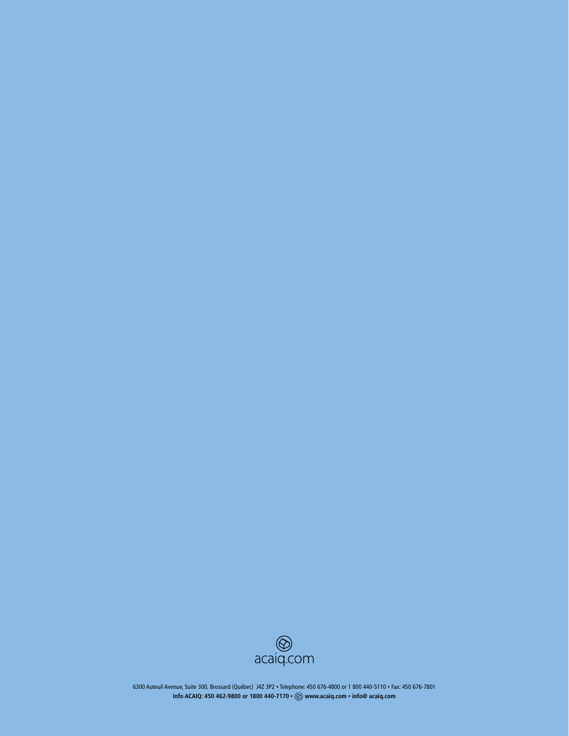acaiq.com

6300 Auteuil Avenue, Suite 300, Brossard (Québec) J4Z 3P2 • Telephone: 450 676-4800 or 1 800 440-5110 • Fax: 450 676-7801

**Info ACAIQ: 450 462-9800 or 1800 440-7170 • www.acaiq.com • info@ acaiq.com**